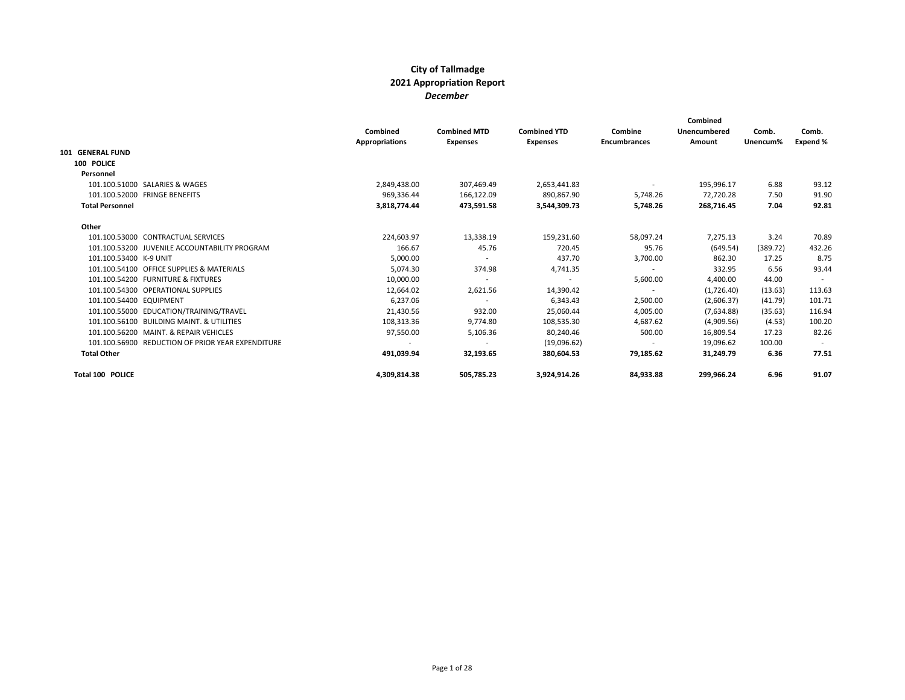# City of Tallmadge
## 2021 Appropriation Report
### *December*

| | Combined Appropriations | Combined MTD Expenses | Combined YTD Expenses | Combine Encumbrances | Combined Unencumbered Amount | Comb. Unencum% | Comb. Expend % |
|---|---|---|---|---|---|---|---|
| **101 GENERAL FUND** | | | | | | | |
| **100 POLICE** | | | | | | | |
| **Personnel** | | | | | | | |
| 101.100.51000 SALARIES & WAGES | 2,849,438.00 | 307,469.49 | 2,653,441.83 | - | 195,996.17 | 6.88 | 93.12 |
| 101.100.52000 FRINGE BENEFITS | 969,336.44 | 166,122.09 | 890,867.90 | 5,748.26 | 72,720.28 | 7.50 | 91.90 |
| **Total Personnel** | **3,818,774.44** | **473,591.58** | **3,544,309.73** | **5,748.26** | **268,716.45** | **7.04** | **92.81** |
| **Other** | | | | | | | |
| 101.100.53000 CONTRACTUAL SERVICES | 224,603.97 | 13,338.19 | 159,231.60 | 58,097.24 | 7,275.13 | 3.24 | 70.89 |
| 101.100.53200 JUVENILE ACCOUNTABILITY PROGRAM | 166.67 | 45.76 | 720.45 | 95.76 | (649.54) | (389.72) | 432.26 |
| 101.100.53400 K-9 UNIT | 5,000.00 | - | 437.70 | 3,700.00 | 862.30 | 17.25 | 8.75 |
| 101.100.54100 OFFICE SUPPLIES & MATERIALS | 5,074.30 | 374.98 | 4,741.35 | - | 332.95 | 6.56 | 93.44 |
| 101.100.54200 FURNITURE & FIXTURES | 10,000.00 | - | - | 5,600.00 | 4,400.00 | 44.00 | - |
| 101.100.54300 OPERATIONAL SUPPLIES | 12,664.02 | 2,621.56 | 14,390.42 | - | (1,726.40) | (13.63) | 113.63 |
| 101.100.54400 EQUIPMENT | 6,237.06 | - | 6,343.43 | 2,500.00 | (2,606.37) | (41.79) | 101.71 |
| 101.100.55000 EDUCATION/TRAINING/TRAVEL | 21,430.56 | 932.00 | 25,060.44 | 4,005.00 | (7,634.88) | (35.63) | 116.94 |
| 101.100.56100 BUILDING MAINT. & UTILITIES | 108,313.36 | 9,774.80 | 108,535.30 | 4,687.62 | (4,909.56) | (4.53) | 100.20 |
| 101.100.56200 MAINT. & REPAIR VEHICLES | 97,550.00 | 5,106.36 | 80,240.46 | 500.00 | 16,809.54 | 17.23 | 82.26 |
| 101.100.56900 REDUCTION OF PRIOR YEAR EXPENDITURE | - | - | (19,096.62) | - | 19,096.62 | 100.00 | - |
| **Total Other** | **491,039.94** | **32,193.65** | **380,604.53** | **79,185.62** | **31,249.79** | **6.36** | **77.51** |
| **Total 100 POLICE** | **4,309,814.38** | **505,785.23** | **3,924,914.26** | **84,933.88** | **299,966.24** | **6.96** | **91.07** |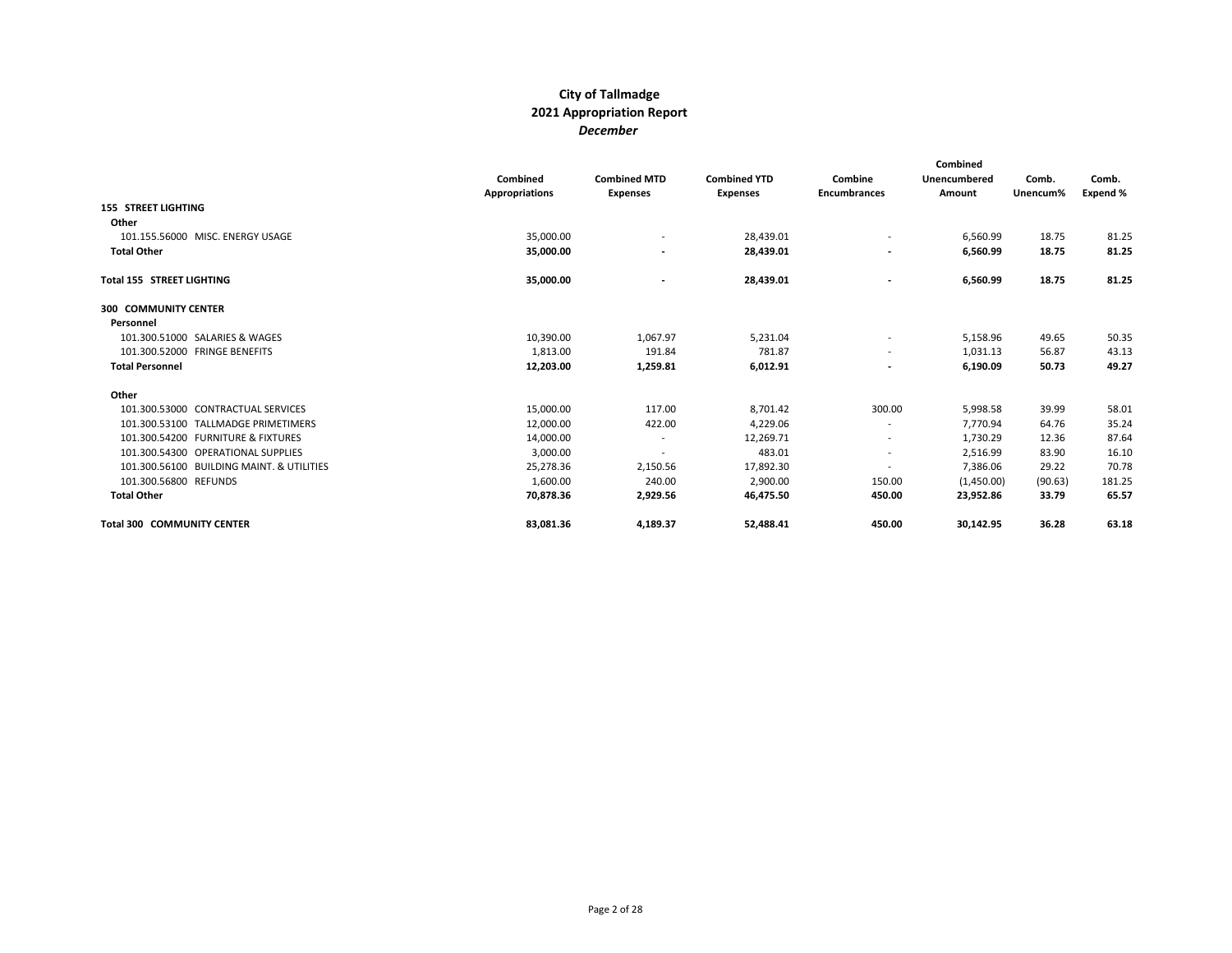# City of Tallmadge
## 2021 Appropriation Report
### *December*

| | Combined Appropriations | Combined MTD Expenses | Combined YTD Expenses | Combine Encumbrances | Combined Unencumbered Amount | Comb. Unencum% | Comb. Expend % |
|---|---|---|---|---|---|---|---|
| **155 STREET LIGHTING** | | | | | | | |
| **Other** | | | | | | | |
| 101.155.56000 MISC. ENERGY USAGE | 35,000.00 | - | 28,439.01 | - | 6,560.99 | 18.75 | 81.25 |
| **Total Other** | **35,000.00** | **-** | **28,439.01** | **-** | **6,560.99** | **18.75** | **81.25** |
| **Total 155 STREET LIGHTING** | **35,000.00** | **-** | **28,439.01** | **-** | **6,560.99** | **18.75** | **81.25** |
| **300 COMMUNITY CENTER** | | | | | | | |
| **Personnel** | | | | | | | |
| 101.300.51000 SALARIES & WAGES | 10,390.00 | 1,067.97 | 5,231.04 | - | 5,158.96 | 49.65 | 50.35 |
| 101.300.52000 FRINGE BENEFITS | 1,813.00 | 191.84 | 781.87 | - | 1,031.13 | 56.87 | 43.13 |
| **Total Personnel** | **12,203.00** | **1,259.81** | **6,012.91** | **-** | **6,190.09** | **50.73** | **49.27** |
| **Other** | | | | | | | |
| 101.300.53000 CONTRACTUAL SERVICES | 15,000.00 | 117.00 | 8,701.42 | 300.00 | 5,998.58 | 39.99 | 58.01 |
| 101.300.53100 TALLMADGE PRIMETIMERS | 12,000.00 | 422.00 | 4,229.06 | - | 7,770.94 | 64.76 | 35.24 |
| 101.300.54200 FURNITURE & FIXTURES | 14,000.00 | - | 12,269.71 | - | 1,730.29 | 12.36 | 87.64 |
| 101.300.54300 OPERATIONAL SUPPLIES | 3,000.00 | - | 483.01 | - | 2,516.99 | 83.90 | 16.10 |
| 101.300.56100 BUILDING MAINT. & UTILITIES | 25,278.36 | 2,150.56 | 17,892.30 | - | 7,386.06 | 29.22 | 70.78 |
| 101.300.56800 REFUNDS | 1,600.00 | 240.00 | 2,900.00 | 150.00 | (1,450.00) | (90.63) | 181.25 |
| **Total Other** | **70,878.36** | **2,929.56** | **46,475.50** | **450.00** | **23,952.86** | **33.79** | **65.57** |
| **Total 300 COMMUNITY CENTER** | **83,081.36** | **4,189.37** | **52,488.41** | **450.00** | **30,142.95** | **36.28** | **63.18** |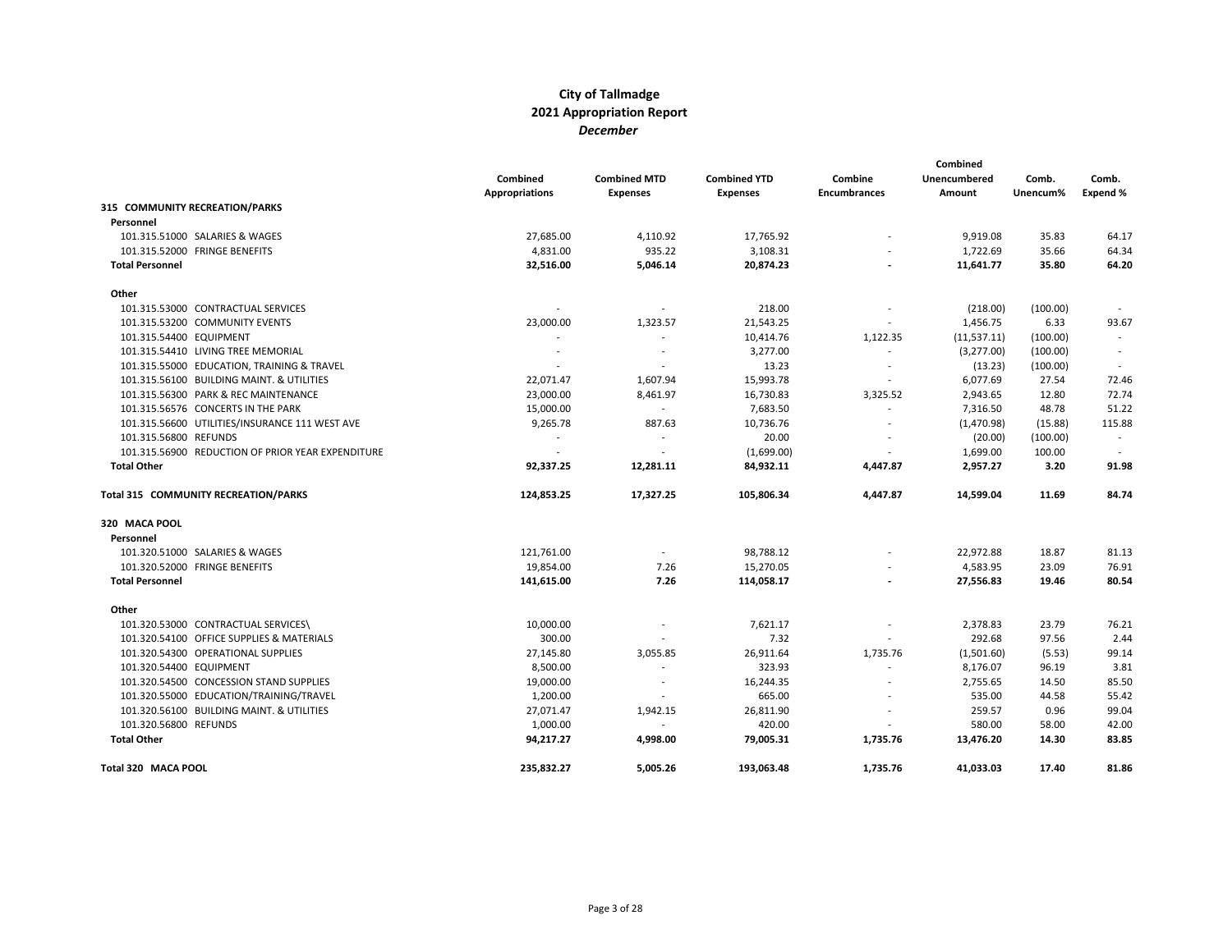# City of Tallmadge
## 2021 Appropriation Report
### *December*

| | Combined Appropriations | Combined MTD Expenses | Combined YTD Expenses | Combine Encumbrances | Combined Unencumbered Amount | Comb. Unencum% | Comb. Expend % |
|---|---|---|---|---|---|---|---|
| **315 COMMUNITY RECREATION/PARKS** | | | | | | | |
| **Personnel** | | | | | | | |
| 101.315.51000 SALARIES & WAGES | 27,685.00 | 4,110.92 | 17,765.92 | - | 9,919.08 | 35.83 | 64.17 |
| 101.315.52000 FRINGE BENEFITS | 4,831.00 | 935.22 | 3,108.31 | - | 1,722.69 | 35.66 | 64.34 |
| **Total Personnel** | **32,516.00** | **5,046.14** | **20,874.23** | **-** | **11,641.77** | **35.80** | **64.20** |
| **Other** | | | | | | | |
| 101.315.53000 CONTRACTUAL SERVICES | - | - | 218.00 | - | (218.00) | (100.00) | - |
| 101.315.53200 COMMUNITY EVENTS | 23,000.00 | 1,323.57 | 21,543.25 | - | 1,456.75 | 6.33 | 93.67 |
| 101.315.54400 EQUIPMENT | - | - | 10,414.76 | 1,122.35 | (11,537.11) | (100.00) | - |
| 101.315.54410 LIVING TREE MEMORIAL | - | - | 3,277.00 | - | (3,277.00) | (100.00) | - |
| 101.315.55000 EDUCATION, TRAINING & TRAVEL | - | - | 13.23 | - | (13.23) | (100.00) | - |
| 101.315.56100 BUILDING MAINT. & UTILITIES | 22,071.47 | 1,607.94 | 15,993.78 | - | 6,077.69 | 27.54 | 72.46 |
| 101.315.56300 PARK & REC MAINTENANCE | 23,000.00 | 8,461.97 | 16,730.83 | 3,325.52 | 2,943.65 | 12.80 | 72.74 |
| 101.315.56576 CONCERTS IN THE PARK | 15,000.00 | - | 7,683.50 | - | 7,316.50 | 48.78 | 51.22 |
| 101.315.56600 UTILITIES/INSURANCE 111 WEST AVE | 9,265.78 | 887.63 | 10,736.76 | - | (1,470.98) | (15.88) | 115.88 |
| 101.315.56800 REFUNDS | - | - | 20.00 | - | (20.00) | (100.00) | - |
| 101.315.56900 REDUCTION OF PRIOR YEAR EXPENDITURE | - | - | (1,699.00) | - | 1,699.00 | 100.00 | - |
| **Total Other** | **92,337.25** | **12,281.11** | **84,932.11** | **4,447.87** | **2,957.27** | **3.20** | **91.98** |
| **Total 315 COMMUNITY RECREATION/PARKS** | **124,853.25** | **17,327.25** | **105,806.34** | **4,447.87** | **14,599.04** | **11.69** | **84.74** |
| **320 MACA POOL** | | | | | | | |
| **Personnel** | | | | | | | |
| 101.320.51000 SALARIES & WAGES | 121,761.00 | - | 98,788.12 | - | 22,972.88 | 18.87 | 81.13 |
| 101.320.52000 FRINGE BENEFITS | 19,854.00 | 7.26 | 15,270.05 | - | 4,583.95 | 23.09 | 76.91 |
| **Total Personnel** | **141,615.00** | **7.26** | **114,058.17** | **-** | **27,556.83** | **19.46** | **80.54** |
| **Other** | | | | | | | |
| 101.320.53000 CONTRACTUAL SERVICES\ | 10,000.00 | - | 7,621.17 | - | 2,378.83 | 23.79 | 76.21 |
| 101.320.54100 OFFICE SUPPLIES & MATERIALS | 300.00 | - | 7.32 | - | 292.68 | 97.56 | 2.44 |
| 101.320.54300 OPERATIONAL SUPPLIES | 27,145.80 | 3,055.85 | 26,911.64 | 1,735.76 | (1,501.60) | (5.53) | 99.14 |
| 101.320.54400 EQUIPMENT | 8,500.00 | - | 323.93 | - | 8,176.07 | 96.19 | 3.81 |
| 101.320.54500 CONCESSION STAND SUPPLIES | 19,000.00 | - | 16,244.35 | - | 2,755.65 | 14.50 | 85.50 |
| 101.320.55000 EDUCATION/TRAINING/TRAVEL | 1,200.00 | - | 665.00 | - | 535.00 | 44.58 | 55.42 |
| 101.320.56100 BUILDING MAINT. & UTILITIES | 27,071.47 | 1,942.15 | 26,811.90 | - | 259.57 | 0.96 | 99.04 |
| 101.320.56800 REFUNDS | 1,000.00 | - | 420.00 | - | 580.00 | 58.00 | 42.00 |
| **Total Other** | **94,217.27** | **4,998.00** | **79,005.31** | **1,735.76** | **13,476.20** | **14.30** | **83.85** |
| **Total 320 MACA POOL** | **235,832.27** | **5,005.26** | **193,063.48** | **1,735.76** | **41,033.03** | **17.40** | **81.86** |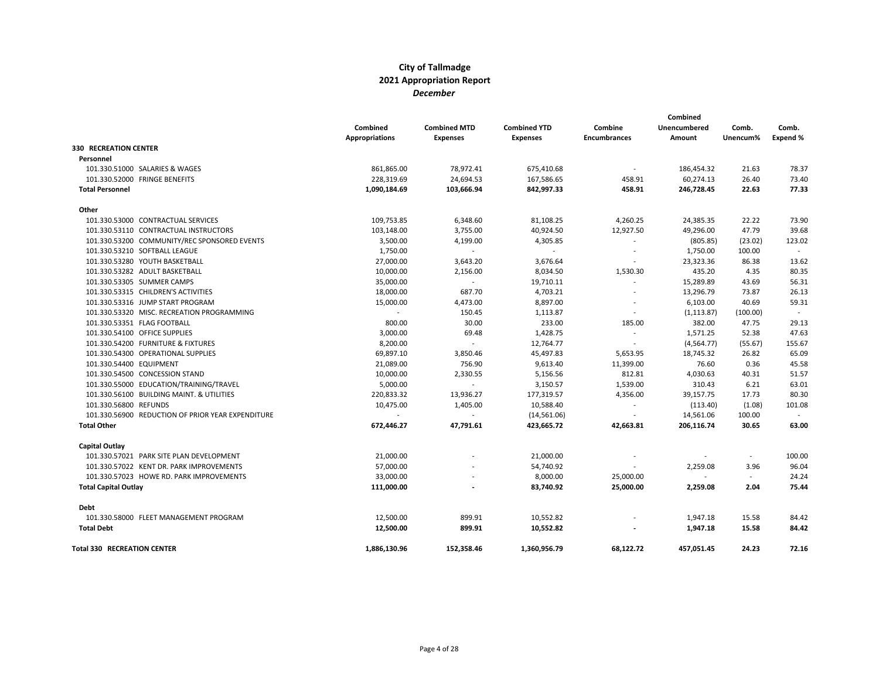# City of Tallmadge
## 2021 Appropriation Report
### *December*

| | Combined Appropriations | Combined MTD Expenses | Combined YTD Expenses | Combine Encumbrances | Combined Unencumbered Amount | Comb. Unencum% | Comb. Expend % |
|---|---|---|---|---|---|---|---|
| **330 RECREATION CENTER** | | | | | | | |
| **Personnel** | | | | | | | |
| 101.330.51000 SALARIES & WAGES | 861,865.00 | 78,972.41 | 675,410.68 | - | 186,454.32 | 21.63 | 78.37 |
| 101.330.52000 FRINGE BENEFITS | 228,319.69 | 24,694.53 | 167,586.65 | 458.91 | 60,274.13 | 26.40 | 73.40 |
| **Total Personnel** | **1,090,184.69** | **103,666.94** | **842,997.33** | **458.91** | **246,728.45** | **22.63** | **77.33** |
| **Other** | | | | | | | |
| 101.330.53000 CONTRACTUAL SERVICES | 109,753.85 | 6,348.60 | 81,108.25 | 4,260.25 | 24,385.35 | 22.22 | 73.90 |
| 101.330.53110 CONTRACTUAL INSTRUCTORS | 103,148.00 | 3,755.00 | 40,924.50 | 12,927.50 | 49,296.00 | 47.79 | 39.68 |
| 101.330.53200 COMMUNITY/REC SPONSORED EVENTS | 3,500.00 | 4,199.00 | 4,305.85 | - | (805.85) | (23.02) | 123.02 |
| 101.330.53210 SOFTBALL LEAGUE | 1,750.00 | - | - | - | 1,750.00 | 100.00 | - |
| 101.330.53280 YOUTH BASKETBALL | 27,000.00 | 3,643.20 | 3,676.64 | - | 23,323.36 | 86.38 | 13.62 |
| 101.330.53282 ADULT BASKETBALL | 10,000.00 | 2,156.00 | 8,034.50 | 1,530.30 | 435.20 | 4.35 | 80.35 |
| 101.330.53305 SUMMER CAMPS | 35,000.00 | - | 19,710.11 | - | 15,289.89 | 43.69 | 56.31 |
| 101.330.53315 CHILDREN'S ACTIVITIES | 18,000.00 | 687.70 | 4,703.21 | - | 13,296.79 | 73.87 | 26.13 |
| 101.330.53316 JUMP START PROGRAM | 15,000.00 | 4,473.00 | 8,897.00 | - | 6,103.00 | 40.69 | 59.31 |
| 101.330.53320 MISC. RECREATION PROGRAMMING | - | 150.45 | 1,113.87 | - | (1,113.87) | (100.00) | - |
| 101.330.53351 FLAG FOOTBALL | 800.00 | 30.00 | 233.00 | 185.00 | 382.00 | 47.75 | 29.13 |
| 101.330.54100 OFFICE SUPPLIES | 3,000.00 | 69.48 | 1,428.75 | - | 1,571.25 | 52.38 | 47.63 |
| 101.330.54200 FURNITURE & FIXTURES | 8,200.00 | - | 12,764.77 | - | (4,564.77) | (55.67) | 155.67 |
| 101.330.54300 OPERATIONAL SUPPLIES | 69,897.10 | 3,850.46 | 45,497.83 | 5,653.95 | 18,745.32 | 26.82 | 65.09 |
| 101.330.54400 EQUIPMENT | 21,089.00 | 756.90 | 9,613.40 | 11,399.00 | 76.60 | 0.36 | 45.58 |
| 101.330.54500 CONCESSION STAND | 10,000.00 | 2,330.55 | 5,156.56 | 812.81 | 4,030.63 | 40.31 | 51.57 |
| 101.330.55000 EDUCATION/TRAINING/TRAVEL | 5,000.00 | - | 3,150.57 | 1,539.00 | 310.43 | 6.21 | 63.01 |
| 101.330.56100 BUILDING MAINT. & UTILITIES | 220,833.32 | 13,936.27 | 177,319.57 | 4,356.00 | 39,157.75 | 17.73 | 80.30 |
| 101.330.56800 REFUNDS | 10,475.00 | 1,405.00 | 10,588.40 | - | (113.40) | (1.08) | 101.08 |
| 101.330.56900 REDUCTION OF PRIOR YEAR EXPENDITURE | - | - | (14,561.06) | - | 14,561.06 | 100.00 | - |
| **Total Other** | **672,446.27** | **47,791.61** | **423,665.72** | **42,663.81** | **206,116.74** | **30.65** | **63.00** |
| **Capital Outlay** | | | | | | | |
| 101.330.57021 PARK SITE PLAN DEVELOPMENT | 21,000.00 | - | 21,000.00 | - | - | - | 100.00 |
| 101.330.57022 KENT DR. PARK IMPROVEMENTS | 57,000.00 | - | 54,740.92 | - | 2,259.08 | 3.96 | 96.04 |
| 101.330.57023 HOWE RD. PARK IMPROVEMENTS | 33,000.00 | - | 8,000.00 | 25,000.00 | - | - | 24.24 |
| **Total Capital Outlay** | **111,000.00** | **-** | **83,740.92** | **25,000.00** | **2,259.08** | **2.04** | **75.44** |
| **Debt** | | | | | | | |
| 101.330.58000 FLEET MANAGEMENT PROGRAM | 12,500.00 | 899.91 | 10,552.82 | - | 1,947.18 | 15.58 | 84.42 |
| **Total Debt** | **12,500.00** | **899.91** | **10,552.82** | **-** | **1,947.18** | **15.58** | **84.42** |
| **Total 330 RECREATION CENTER** | **1,886,130.96** | **152,358.46** | **1,360,956.79** | **68,122.72** | **457,051.45** | **24.23** | **72.16** |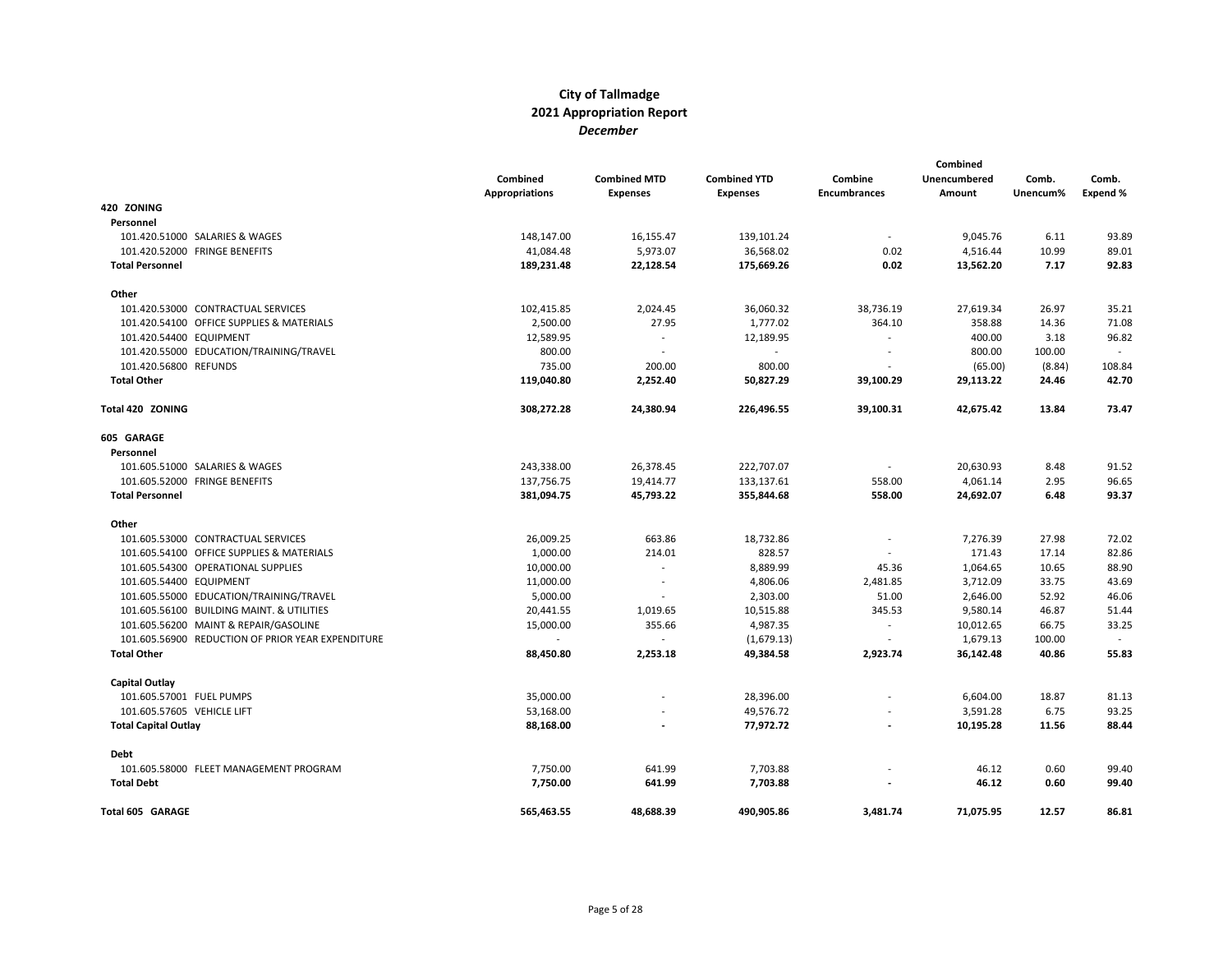# City of Tallmadge
## 2021 Appropriation Report
### *December*

| | Combined Appropriations | Combined MTD Expenses | Combined YTD Expenses | Combine Encumbrances | Combined Unencumbered Amount | Comb. Unencum% | Comb. Expend % |
|---|---|---|---|---|---|---|---|
| **420 ZONING** | | | | | | | |
| **Personnel** | | | | | | | |
| 101.420.51000 SALARIES & WAGES | 148,147.00 | 16,155.47 | 139,101.24 | - | 9,045.76 | 6.11 | 93.89 |
| 101.420.52000 FRINGE BENEFITS | 41,084.48 | 5,973.07 | 36,568.02 | 0.02 | 4,516.44 | 10.99 | 89.01 |
| **Total Personnel** | **189,231.48** | **22,128.54** | **175,669.26** | **0.02** | **13,562.20** | **7.17** | **92.83** |
| **Other** | | | | | | | |
| 101.420.53000 CONTRACTUAL SERVICES | 102,415.85 | 2,024.45 | 36,060.32 | 38,736.19 | 27,619.34 | 26.97 | 35.21 |
| 101.420.54100 OFFICE SUPPLIES & MATERIALS | 2,500.00 | 27.95 | 1,777.02 | 364.10 | 358.88 | 14.36 | 71.08 |
| 101.420.54400 EQUIPMENT | 12,589.95 | - | 12,189.95 | - | 400.00 | 3.18 | 96.82 |
| 101.420.55000 EDUCATION/TRAINING/TRAVEL | 800.00 | - | - | - | 800.00 | 100.00 | - |
| 101.420.56800 REFUNDS | 735.00 | 200.00 | 800.00 | - | (65.00) | (8.84) | 108.84 |
| **Total Other** | **119,040.80** | **2,252.40** | **50,827.29** | **39,100.29** | **29,113.22** | **24.46** | **42.70** |
| **Total 420 ZONING** | **308,272.28** | **24,380.94** | **226,496.55** | **39,100.31** | **42,675.42** | **13.84** | **73.47** |
| **605 GARAGE** | | | | | | | |
| **Personnel** | | | | | | | |
| 101.605.51000 SALARIES & WAGES | 243,338.00 | 26,378.45 | 222,707.07 | - | 20,630.93 | 8.48 | 91.52 |
| 101.605.52000 FRINGE BENEFITS | 137,756.75 | 19,414.77 | 133,137.61 | 558.00 | 4,061.14 | 2.95 | 96.65 |
| **Total Personnel** | **381,094.75** | **45,793.22** | **355,844.68** | **558.00** | **24,692.07** | **6.48** | **93.37** |
| **Other** | | | | | | | |
| 101.605.53000 CONTRACTUAL SERVICES | 26,009.25 | 663.86 | 18,732.86 | - | 7,276.39 | 27.98 | 72.02 |
| 101.605.54100 OFFICE SUPPLIES & MATERIALS | 1,000.00 | 214.01 | 828.57 | - | 171.43 | 17.14 | 82.86 |
| 101.605.54300 OPERATIONAL SUPPLIES | 10,000.00 | - | 8,889.99 | 45.36 | 1,064.65 | 10.65 | 88.90 |
| 101.605.54400 EQUIPMENT | 11,000.00 | - | 4,806.06 | 2,481.85 | 3,712.09 | 33.75 | 43.69 |
| 101.605.55000 EDUCATION/TRAINING/TRAVEL | 5,000.00 | - | 2,303.00 | 51.00 | 2,646.00 | 52.92 | 46.06 |
| 101.605.56100 BUILDING MAINT. & UTILITIES | 20,441.55 | 1,019.65 | 10,515.88 | 345.53 | 9,580.14 | 46.87 | 51.44 |
| 101.605.56200 MAINT & REPAIR/GASOLINE | 15,000.00 | 355.66 | 4,987.35 | - | 10,012.65 | 66.75 | 33.25 |
| 101.605.56900 REDUCTION OF PRIOR YEAR EXPENDITURE | - | - | (1,679.13) | - | 1,679.13 | 100.00 | - |
| **Total Other** | **88,450.80** | **2,253.18** | **49,384.58** | **2,923.74** | **36,142.48** | **40.86** | **55.83** |
| **Capital Outlay** | | | | | | | |
| 101.605.57001 FUEL PUMPS | 35,000.00 | - | 28,396.00 | - | 6,604.00 | 18.87 | 81.13 |
| 101.605.57605 VEHICLE LIFT | 53,168.00 | - | 49,576.72 | - | 3,591.28 | 6.75 | 93.25 |
| **Total Capital Outlay** | **88,168.00** | **-** | **77,972.72** | **-** | **10,195.28** | **11.56** | **88.44** |
| **Debt** | | | | | | | |
| 101.605.58000 FLEET MANAGEMENT PROGRAM | 7,750.00 | 641.99 | 7,703.88 | - | 46.12 | 0.60 | 99.40 |
| **Total Debt** | **7,750.00** | **641.99** | **7,703.88** | **-** | **46.12** | **0.60** | **99.40** |
| **Total 605 GARAGE** | **565,463.55** | **48,688.39** | **490,905.86** | **3,481.74** | **71,075.95** | **12.57** | **86.81** |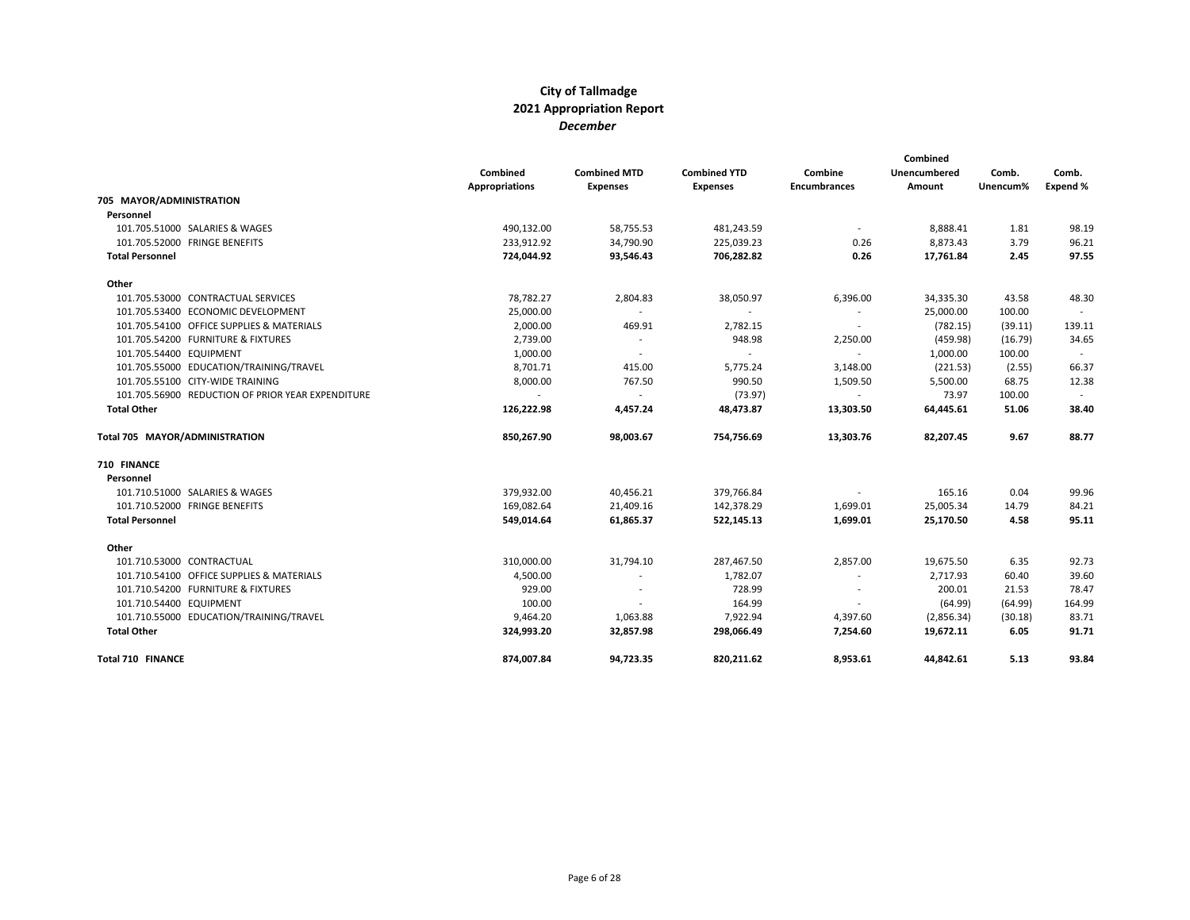# City of Tallmadge
## 2021 Appropriation Report
### *December*

| | Combined Appropriations | Combined MTD Expenses | Combined YTD Expenses | Combine Encumbrances | Combined Unencumbered Amount | Comb. Unencum% | Comb. Expend % |
|---|---|---|---|---|---|---|---|
| **705 MAYOR/ADMINISTRATION** | | | | | | | |
| **Personnel** | | | | | | | |
| 101.705.51000 SALARIES & WAGES | 490,132.00 | 58,755.53 | 481,243.59 | - | 8,888.41 | 1.81 | 98.19 |
| 101.705.52000 FRINGE BENEFITS | 233,912.92 | 34,790.90 | 225,039.23 | 0.26 | 8,873.43 | 3.79 | 96.21 |
| **Total Personnel** | **724,044.92** | **93,546.43** | **706,282.82** | **0.26** | **17,761.84** | **2.45** | **97.55** |
| **Other** | | | | | | | |
| 101.705.53000 CONTRACTUAL SERVICES | 78,782.27 | 2,804.83 | 38,050.97 | 6,396.00 | 34,335.30 | 43.58 | 48.30 |
| 101.705.53400 ECONOMIC DEVELOPMENT | 25,000.00 | - | - | - | 25,000.00 | 100.00 | - |
| 101.705.54100 OFFICE SUPPLIES & MATERIALS | 2,000.00 | 469.91 | 2,782.15 | - | (782.15) | (39.11) | 139.11 |
| 101.705.54200 FURNITURE & FIXTURES | 2,739.00 | - | 948.98 | 2,250.00 | (459.98) | (16.79) | 34.65 |
| 101.705.54400 EQUIPMENT | 1,000.00 | - | - | - | 1,000.00 | 100.00 | - |
| 101.705.55000 EDUCATION/TRAINING/TRAVEL | 8,701.71 | 415.00 | 5,775.24 | 3,148.00 | (221.53) | (2.55) | 66.37 |
| 101.705.55100 CITY-WIDE TRAINING | 8,000.00 | 767.50 | 990.50 | 1,509.50 | 5,500.00 | 68.75 | 12.38 |
| 101.705.56900 REDUCTION OF PRIOR YEAR EXPENDITURE | - | - | (73.97) | - | 73.97 | 100.00 | - |
| **Total Other** | **126,222.98** | **4,457.24** | **48,473.87** | **13,303.50** | **64,445.61** | **51.06** | **38.40** |
| **Total 705 MAYOR/ADMINISTRATION** | **850,267.90** | **98,003.67** | **754,756.69** | **13,303.76** | **82,207.45** | **9.67** | **88.77** |
| **710 FINANCE** | | | | | | | |
| **Personnel** | | | | | | | |
| 101.710.51000 SALARIES & WAGES | 379,932.00 | 40,456.21 | 379,766.84 | - | 165.16 | 0.04 | 99.96 |
| 101.710.52000 FRINGE BENEFITS | 169,082.64 | 21,409.16 | 142,378.29 | 1,699.01 | 25,005.34 | 14.79 | 84.21 |
| **Total Personnel** | **549,014.64** | **61,865.37** | **522,145.13** | **1,699.01** | **25,170.50** | **4.58** | **95.11** |
| **Other** | | | | | | | |
| 101.710.53000 CONTRACTUAL | 310,000.00 | 31,794.10 | 287,467.50 | 2,857.00 | 19,675.50 | 6.35 | 92.73 |
| 101.710.54100 OFFICE SUPPLIES & MATERIALS | 4,500.00 | - | 1,782.07 | - | 2,717.93 | 60.40 | 39.60 |
| 101.710.54200 FURNITURE & FIXTURES | 929.00 | - | 728.99 | - | 200.01 | 21.53 | 78.47 |
| 101.710.54400 EQUIPMENT | 100.00 | - | 164.99 | - | (64.99) | (64.99) | 164.99 |
| 101.710.55000 EDUCATION/TRAINING/TRAVEL | 9,464.20 | 1,063.88 | 7,922.94 | 4,397.60 | (2,856.34) | (30.18) | 83.71 |
| **Total Other** | **324,993.20** | **32,857.98** | **298,066.49** | **7,254.60** | **19,672.11** | **6.05** | **91.71** |
| **Total 710 FINANCE** | **874,007.84** | **94,723.35** | **820,211.62** | **8,953.61** | **44,842.61** | **5.13** | **93.84** |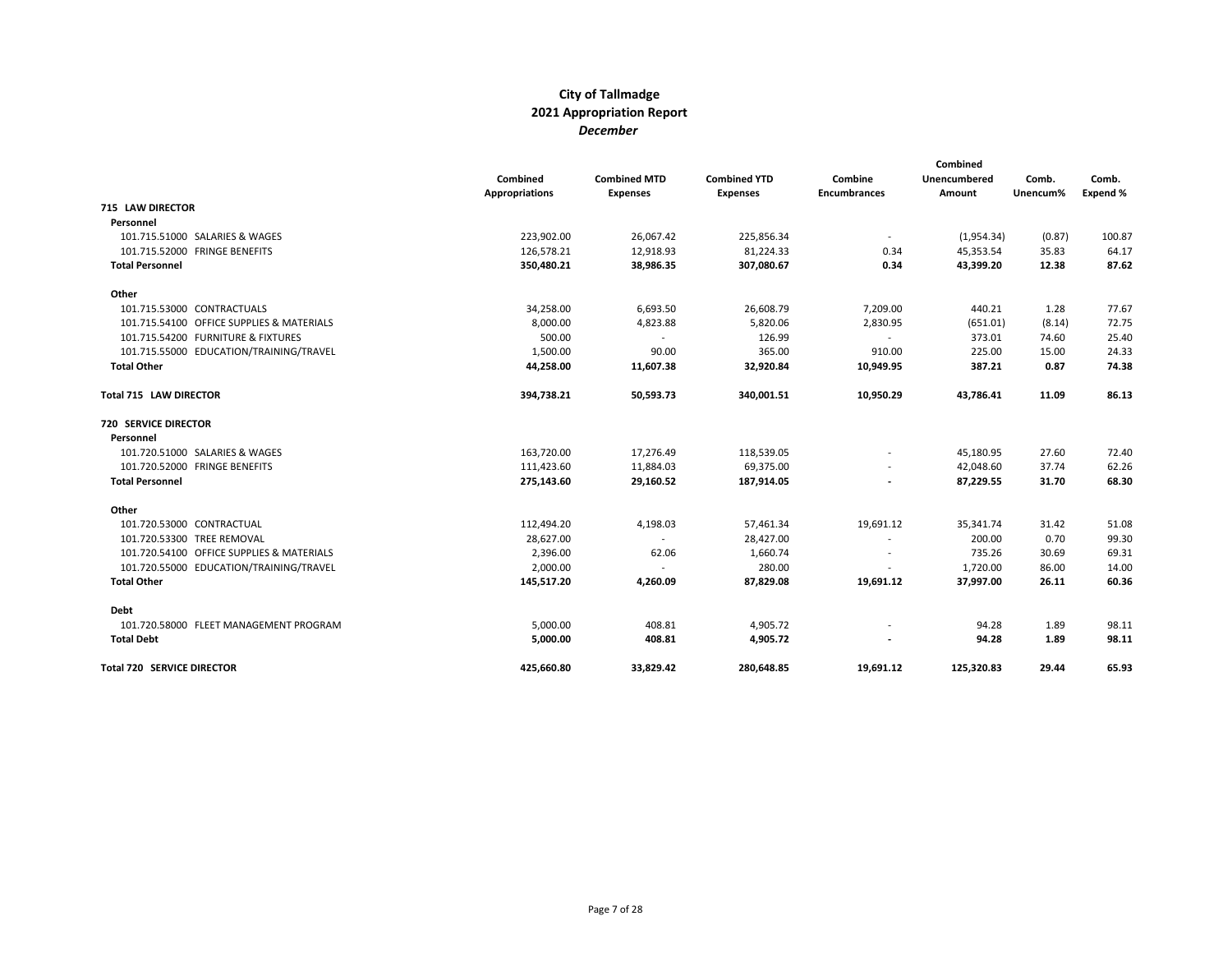# City of Tallmadge
## 2021 Appropriation Report
*December*

| | Combined Appropriations | Combined MTD Expenses | Combined YTD Expenses | Combine Encumbrances | Combined Unencumbered Amount | Comb. Unencum% | Comb. Expend % |
|---|---|---|---|---|---|---|---|
| **715 LAW DIRECTOR** | | | | | | | |
| **Personnel** | | | | | | | |
| 101.715.51000 SALARIES & WAGES | 223,902.00 | 26,067.42 | 225,856.34 | - | (1,954.34) | (0.87) | 100.87 |
| 101.715.52000 FRINGE BENEFITS | 126,578.21 | 12,918.93 | 81,224.33 | 0.34 | 45,353.54 | 35.83 | 64.17 |
| **Total Personnel** | **350,480.21** | **38,986.35** | **307,080.67** | **0.34** | **43,399.20** | **12.38** | **87.62** |
| **Other** | | | | | | | |
| 101.715.53000 CONTRACTUALS | 34,258.00 | 6,693.50 | 26,608.79 | 7,209.00 | 440.21 | 1.28 | 77.67 |
| 101.715.54100 OFFICE SUPPLIES & MATERIALS | 8,000.00 | 4,823.88 | 5,820.06 | 2,830.95 | (651.01) | (8.14) | 72.75 |
| 101.715.54200 FURNITURE & FIXTURES | 500.00 | - | 126.99 | - | 373.01 | 74.60 | 25.40 |
| 101.715.55000 EDUCATION/TRAINING/TRAVEL | 1,500.00 | 90.00 | 365.00 | 910.00 | 225.00 | 15.00 | 24.33 |
| **Total Other** | **44,258.00** | **11,607.38** | **32,920.84** | **10,949.95** | **387.21** | **0.87** | **74.38** |
| **Total 715 LAW DIRECTOR** | **394,738.21** | **50,593.73** | **340,001.51** | **10,950.29** | **43,786.41** | **11.09** | **86.13** |
| **720 SERVICE DIRECTOR** | | | | | | | |
| **Personnel** | | | | | | | |
| 101.720.51000 SALARIES & WAGES | 163,720.00 | 17,276.49 | 118,539.05 | - | 45,180.95 | 27.60 | 72.40 |
| 101.720.52000 FRINGE BENEFITS | 111,423.60 | 11,884.03 | 69,375.00 | - | 42,048.60 | 37.74 | 62.26 |
| **Total Personnel** | **275,143.60** | **29,160.52** | **187,914.05** | **-** | **87,229.55** | **31.70** | **68.30** |
| **Other** | | | | | | | |
| 101.720.53000 CONTRACTUAL | 112,494.20 | 4,198.03 | 57,461.34 | 19,691.12 | 35,341.74 | 31.42 | 51.08 |
| 101.720.53300 TREE REMOVAL | 28,627.00 | - | 28,427.00 | - | 200.00 | 0.70 | 99.30 |
| 101.720.54100 OFFICE SUPPLIES & MATERIALS | 2,396.00 | 62.06 | 1,660.74 | - | 735.26 | 30.69 | 69.31 |
| 101.720.55000 EDUCATION/TRAINING/TRAVEL | 2,000.00 | - | 280.00 | - | 1,720.00 | 86.00 | 14.00 |
| **Total Other** | **145,517.20** | **4,260.09** | **87,829.08** | **19,691.12** | **37,997.00** | **26.11** | **60.36** |
| **Debt** | | | | | | | |
| 101.720.58000 FLEET MANAGEMENT PROGRAM | 5,000.00 | 408.81 | 4,905.72 | - | 94.28 | 1.89 | 98.11 |
| **Total Debt** | **5,000.00** | **408.81** | **4,905.72** | **-** | **94.28** | **1.89** | **98.11** |
| **Total 720 SERVICE DIRECTOR** | **425,660.80** | **33,829.42** | **280,648.85** | **19,691.12** | **125,320.83** | **29.44** | **65.93** |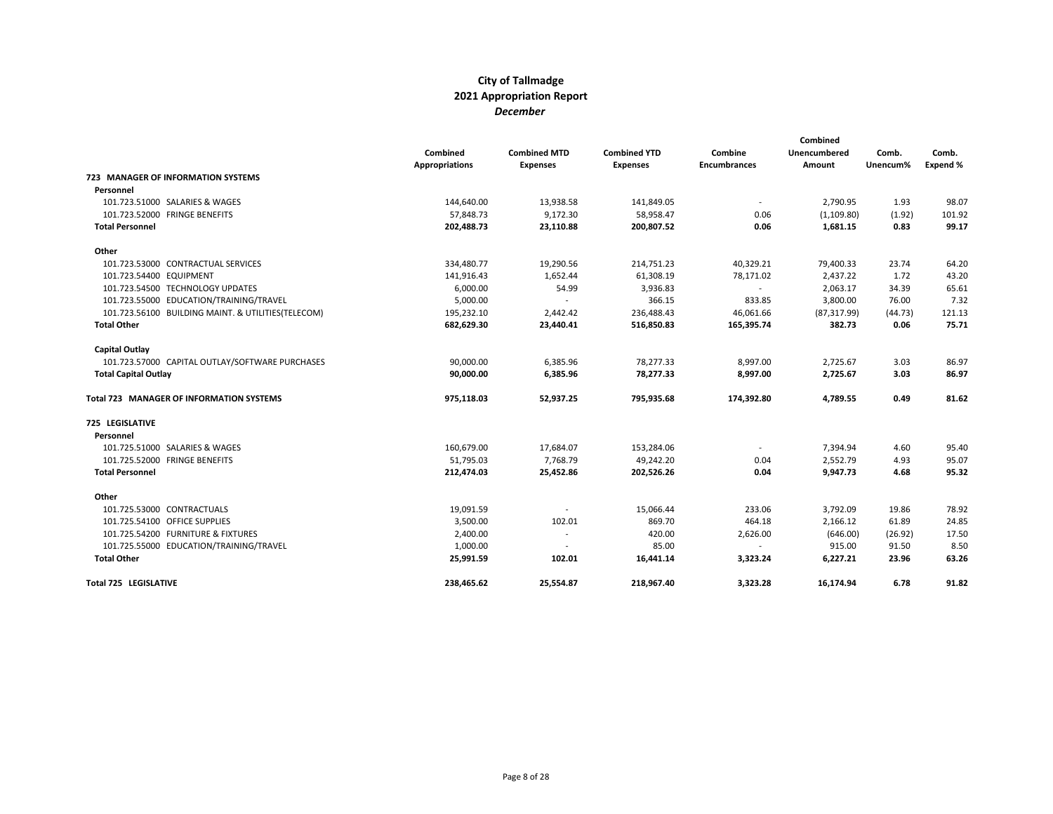# City of Tallmadge
## 2021 Appropriation Report
*December*

| | Combined Appropriations | Combined MTD Expenses | Combined YTD Expenses | Combine Encumbrances | Combined Unencumbered Amount | Comb. Unencum% | Comb. Expend % |
|---|---|---|---|---|---|---|---|
| **723 MANAGER OF INFORMATION SYSTEMS** | | | | | | | |
| **Personnel** | | | | | | | |
| 101.723.51000 SALARIES & WAGES | 144,640.00 | 13,938.58 | 141,849.05 | - | 2,790.95 | 1.93 | 98.07 |
| 101.723.52000 FRINGE BENEFITS | 57,848.73 | 9,172.30 | 58,958.47 | 0.06 | (1,109.80) | (1.92) | 101.92 |
| **Total Personnel** | **202,488.73** | **23,110.88** | **200,807.52** | **0.06** | **1,681.15** | **0.83** | **99.17** |
| **Other** | | | | | | | |
| 101.723.53000 CONTRACTUAL SERVICES | 334,480.77 | 19,290.56 | 214,751.23 | 40,329.21 | 79,400.33 | 23.74 | 64.20 |
| 101.723.54400 EQUIPMENT | 141,916.43 | 1,652.44 | 61,308.19 | 78,171.02 | 2,437.22 | 1.72 | 43.20 |
| 101.723.54500 TECHNOLOGY UPDATES | 6,000.00 | 54.99 | 3,936.83 | - | 2,063.17 | 34.39 | 65.61 |
| 101.723.55000 EDUCATION/TRAINING/TRAVEL | 5,000.00 | - | 366.15 | 833.85 | 3,800.00 | 76.00 | 7.32 |
| 101.723.56100 BUILDING MAINT. & UTILITIES(TELECOM) | 195,232.10 | 2,442.42 | 236,488.43 | 46,061.66 | (87,317.99) | (44.73) | 121.13 |
| **Total Other** | **682,629.30** | **23,440.41** | **516,850.83** | **165,395.74** | **382.73** | **0.06** | **75.71** |
| **Capital Outlay** | | | | | | | |
| 101.723.57000 CAPITAL OUTLAY/SOFTWARE PURCHASES | 90,000.00 | 6,385.96 | 78,277.33 | 8,997.00 | 2,725.67 | 3.03 | 86.97 |
| **Total Capital Outlay** | **90,000.00** | **6,385.96** | **78,277.33** | **8,997.00** | **2,725.67** | **3.03** | **86.97** |
| **Total 723 MANAGER OF INFORMATION SYSTEMS** | **975,118.03** | **52,937.25** | **795,935.68** | **174,392.80** | **4,789.55** | **0.49** | **81.62** |
| **725 LEGISLATIVE** | | | | | | | |
| **Personnel** | | | | | | | |
| 101.725.51000 SALARIES & WAGES | 160,679.00 | 17,684.07 | 153,284.06 | - | 7,394.94 | 4.60 | 95.40 |
| 101.725.52000 FRINGE BENEFITS | 51,795.03 | 7,768.79 | 49,242.20 | 0.04 | 2,552.79 | 4.93 | 95.07 |
| **Total Personnel** | **212,474.03** | **25,452.86** | **202,526.26** | **0.04** | **9,947.73** | **4.68** | **95.32** |
| **Other** | | | | | | | |
| 101.725.53000 CONTRACTUALS | 19,091.59 | - | 15,066.44 | 233.06 | 3,792.09 | 19.86 | 78.92 |
| 101.725.54100 OFFICE SUPPLIES | 3,500.00 | 102.01 | 869.70 | 464.18 | 2,166.12 | 61.89 | 24.85 |
| 101.725.54200 FURNITURE & FIXTURES | 2,400.00 | - | 420.00 | 2,626.00 | (646.00) | (26.92) | 17.50 |
| 101.725.55000 EDUCATION/TRAINING/TRAVEL | 1,000.00 | - | 85.00 | - | 915.00 | 91.50 | 8.50 |
| **Total Other** | **25,991.59** | **102.01** | **16,441.14** | **3,323.24** | **6,227.21** | **23.96** | **63.26** |
| **Total 725 LEGISLATIVE** | **238,465.62** | **25,554.87** | **218,967.40** | **3,323.28** | **16,174.94** | **6.78** | **91.82** |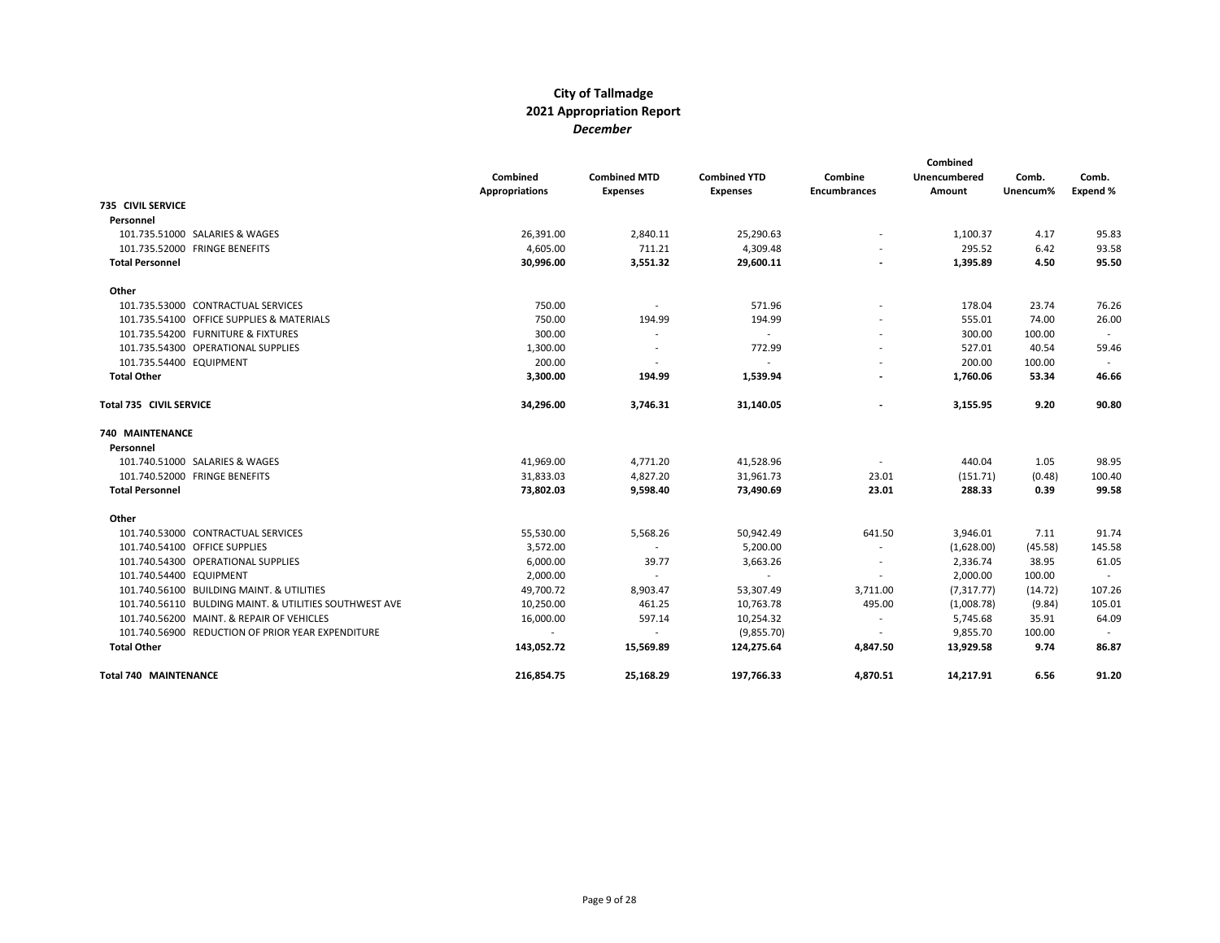# City of Tallmadge
## 2021 Appropriation Report
*December*

| | Combined Appropriations | Combined MTD Expenses | Combined YTD Expenses | Combine Encumbrances | Combined Unencumbered Amount | Comb. Unencum% | Comb. Expend % |
|---|---|---|---|---|---|---|---|
| **735 CIVIL SERVICE** | | | | | | | |
| **Personnel** | | | | | | | |
| 101.735.51000 SALARIES & WAGES | 26,391.00 | 2,840.11 | 25,290.63 | - | 1,100.37 | 4.17 | 95.83 |
| 101.735.52000 FRINGE BENEFITS | 4,605.00 | 711.21 | 4,309.48 | - | 295.52 | 6.42 | 93.58 |
| **Total Personnel** | **30,996.00** | **3,551.32** | **29,600.11** | **-** | **1,395.89** | **4.50** | **95.50** |
| **Other** | | | | | | | |
| 101.735.53000 CONTRACTUAL SERVICES | 750.00 | - | 571.96 | - | 178.04 | 23.74 | 76.26 |
| 101.735.54100 OFFICE SUPPLIES & MATERIALS | 750.00 | 194.99 | 194.99 | - | 555.01 | 74.00 | 26.00 |
| 101.735.54200 FURNITURE & FIXTURES | 300.00 | - | - | - | 300.00 | 100.00 | - |
| 101.735.54300 OPERATIONAL SUPPLIES | 1,300.00 | - | 772.99 | - | 527.01 | 40.54 | 59.46 |
| 101.735.54400 EQUIPMENT | 200.00 | - | - | - | 200.00 | 100.00 | - |
| **Total Other** | **3,300.00** | **194.99** | **1,539.94** | **-** | **1,760.06** | **53.34** | **46.66** |
| **Total 735 CIVIL SERVICE** | **34,296.00** | **3,746.31** | **31,140.05** | **-** | **3,155.95** | **9.20** | **90.80** |
| **740 MAINTENANCE** | | | | | | | |
| **Personnel** | | | | | | | |
| 101.740.51000 SALARIES & WAGES | 41,969.00 | 4,771.20 | 41,528.96 | - | 440.04 | 1.05 | 98.95 |
| 101.740.52000 FRINGE BENEFITS | 31,833.03 | 4,827.20 | 31,961.73 | 23.01 | (151.71) | (0.48) | 100.40 |
| **Total Personnel** | **73,802.03** | **9,598.40** | **73,490.69** | **23.01** | **288.33** | **0.39** | **99.58** |
| **Other** | | | | | | | |
| 101.740.53000 CONTRACTUAL SERVICES | 55,530.00 | 5,568.26 | 50,942.49 | 641.50 | 3,946.01 | 7.11 | 91.74 |
| 101.740.54100 OFFICE SUPPLIES | 3,572.00 | - | 5,200.00 | - | (1,628.00) | (45.58) | 145.58 |
| 101.740.54300 OPERATIONAL SUPPLIES | 6,000.00 | 39.77 | 3,663.26 | - | 2,336.74 | 38.95 | 61.05 |
| 101.740.54400 EQUIPMENT | 2,000.00 | - | - | - | 2,000.00 | 100.00 | - |
| 101.740.56100 BUILDING MAINT. & UTILITIES | 49,700.72 | 8,903.47 | 53,307.49 | 3,711.00 | (7,317.77) | (14.72) | 107.26 |
| 101.740.56110 BULDING MAINT. & UTILITIES SOUTHWEST AVE | 10,250.00 | 461.25 | 10,763.78 | 495.00 | (1,008.78) | (9.84) | 105.01 |
| 101.740.56200 MAINT. & REPAIR OF VEHICLES | 16,000.00 | 597.14 | 10,254.32 | - | 5,745.68 | 35.91 | 64.09 |
| 101.740.56900 REDUCTION OF PRIOR YEAR EXPENDITURE | - | - | (9,855.70) | - | 9,855.70 | 100.00 | - |
| **Total Other** | **143,052.72** | **15,569.89** | **124,275.64** | **4,847.50** | **13,929.58** | **9.74** | **86.87** |
| **Total 740 MAINTENANCE** | **216,854.75** | **25,168.29** | **197,766.33** | **4,870.51** | **14,217.91** | **6.56** | **91.20** |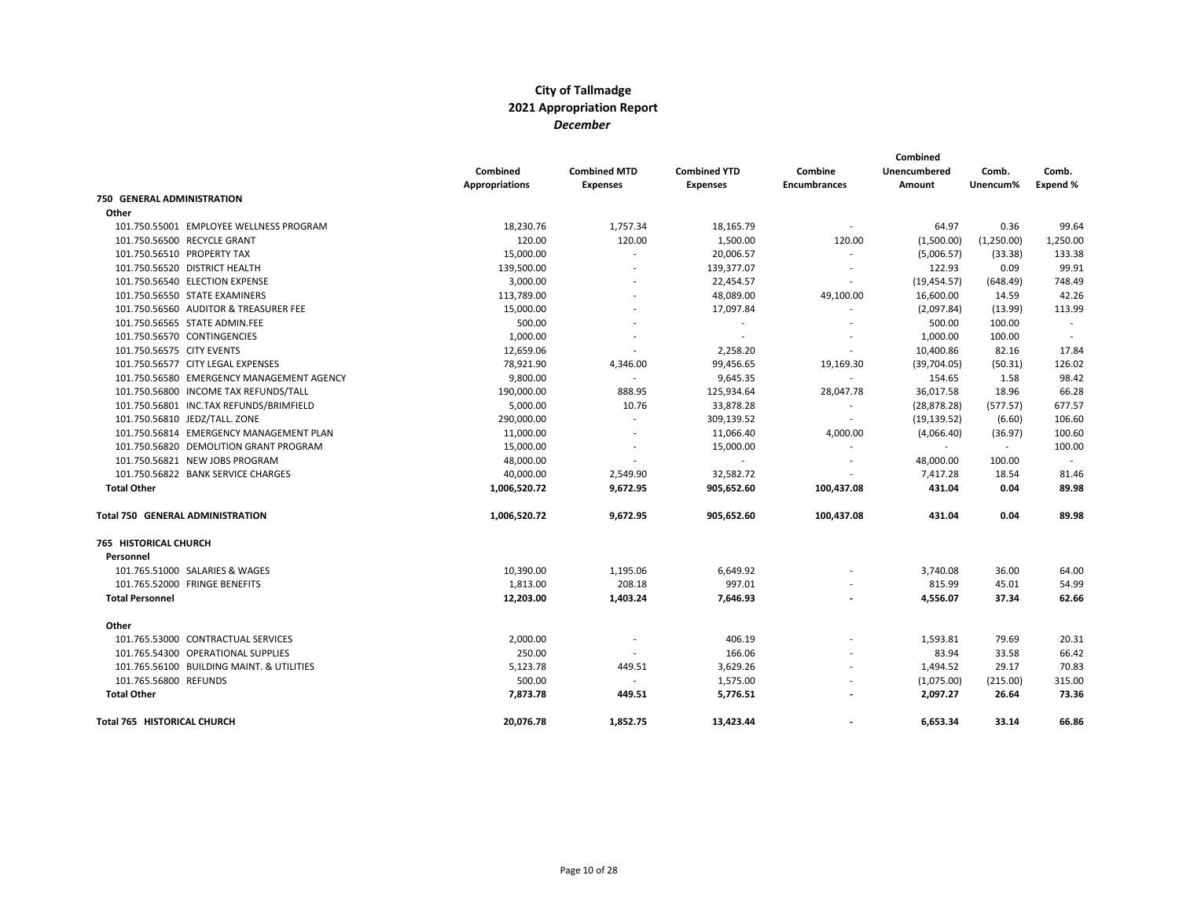# City of Tallmadge
## 2021 Appropriation Report
### *December*

| | Combined Appropriations | Combined MTD Expenses | Combined YTD Expenses | Combine Encumbrances | Combined Unencumbered Amount | Comb. Unencum% | Comb. Expend % |
|---|---|---|---|---|---|---|---|
| **750 GENERAL ADMINISTRATION** | | | | | | | |
| **Other** | | | | | | | |
| 101.750.55001 EMPLOYEE WELLNESS PROGRAM | 18,230.76 | 1,757.34 | 18,165.79 | - | 64.97 | 0.36 | 99.64 |
| 101.750.56500 RECYCLE GRANT | 120.00 | 120.00 | 1,500.00 | 120.00 | (1,500.00) | (1,250.00) | 1,250.00 |
| 101.750.56510 PROPERTY TAX | 15,000.00 | - | 20,006.57 | - | (5,006.57) | (33.38) | 133.38 |
| 101.750.56520 DISTRICT HEALTH | 139,500.00 | - | 139,377.07 | - | 122.93 | 0.09 | 99.91 |
| 101.750.56540 ELECTION EXPENSE | 3,000.00 | - | 22,454.57 | - | (19,454.57) | (648.49) | 748.49 |
| 101.750.56550 STATE EXAMINERS | 113,789.00 | - | 48,089.00 | 49,100.00 | 16,600.00 | 14.59 | 42.26 |
| 101.750.56560 AUDITOR & TREASURER FEE | 15,000.00 | - | 17,097.84 | - | (2,097.84) | (13.99) | 113.99 |
| 101.750.56565 STATE ADMIN.FEE | 500.00 | - | - | - | 500.00 | 100.00 | - |
| 101.750.56570 CONTINGENCIES | 1,000.00 | - | - | - | 1,000.00 | 100.00 | - |
| 101.750.56575 CITY EVENTS | 12,659.06 | - | 2,258.20 | - | 10,400.86 | 82.16 | 17.84 |
| 101.750.56577 CITY LEGAL EXPENSES | 78,921.90 | 4,346.00 | 99,456.65 | 19,169.30 | (39,704.05) | (50.31) | 126.02 |
| 101.750.56580 EMERGENCY MANAGEMENT AGENCY | 9,800.00 | - | 9,645.35 | - | 154.65 | 1.58 | 98.42 |
| 101.750.56800 INCOME TAX REFUNDS/TALL | 190,000.00 | 888.95 | 125,934.64 | 28,047.78 | 36,017.58 | 18.96 | 66.28 |
| 101.750.56801 INC.TAX REFUNDS/BRIMFIELD | 5,000.00 | 10.76 | 33,878.28 | - | (28,878.28) | (577.57) | 677.57 |
| 101.750.56810 JEDZ/TALL. ZONE | 290,000.00 | - | 309,139.52 | - | (19,139.52) | (6.60) | 106.60 |
| 101.750.56814 EMERGENCY MANAGEMENT PLAN | 11,000.00 | - | 11,066.40 | 4,000.00 | (4,066.40) | (36.97) | 100.60 |
| 101.750.56820 DEMOLITION GRANT PROGRAM | 15,000.00 | - | 15,000.00 | - | - | - | 100.00 |
| 101.750.56821 NEW JOBS PROGRAM | 48,000.00 | - | - | - | 48,000.00 | 100.00 | - |
| 101.750.56822 BANK SERVICE CHARGES | 40,000.00 | 2,549.90 | 32,582.72 | - | 7,417.28 | 18.54 | 81.46 |
| **Total Other** | **1,006,520.72** | **9,672.95** | **905,652.60** | **100,437.08** | **431.04** | **0.04** | **89.98** |
| **Total 750 GENERAL ADMINISTRATION** | **1,006,520.72** | **9,672.95** | **905,652.60** | **100,437.08** | **431.04** | **0.04** | **89.98** |
| **765 HISTORICAL CHURCH** | | | | | | | |
| **Personnel** | | | | | | | |
| 101.765.51000 SALARIES & WAGES | 10,390.00 | 1,195.06 | 6,649.92 | - | 3,740.08 | 36.00 | 64.00 |
| 101.765.52000 FRINGE BENEFITS | 1,813.00 | 208.18 | 997.01 | - | 815.99 | 45.01 | 54.99 |
| **Total Personnel** | **12,203.00** | **1,403.24** | **7,646.93** | **-** | **4,556.07** | **37.34** | **62.66** |
| **Other** | | | | | | | |
| 101.765.53000 CONTRACTUAL SERVICES | 2,000.00 | - | 406.19 | - | 1,593.81 | 79.69 | 20.31 |
| 101.765.54300 OPERATIONAL SUPPLIES | 250.00 | - | 166.06 | - | 83.94 | 33.58 | 66.42 |
| 101.765.56100 BUILDING MAINT. & UTILITIES | 5,123.78 | 449.51 | 3,629.26 | - | 1,494.52 | 29.17 | 70.83 |
| 101.765.56800 REFUNDS | 500.00 | - | 1,575.00 | - | (1,075.00) | (215.00) | 315.00 |
| **Total Other** | **7,873.78** | **449.51** | **5,776.51** | **-** | **2,097.27** | **26.64** | **73.36** |
| **Total 765 HISTORICAL CHURCH** | **20,076.78** | **1,852.75** | **13,423.44** | **-** | **6,653.34** | **33.14** | **66.86** |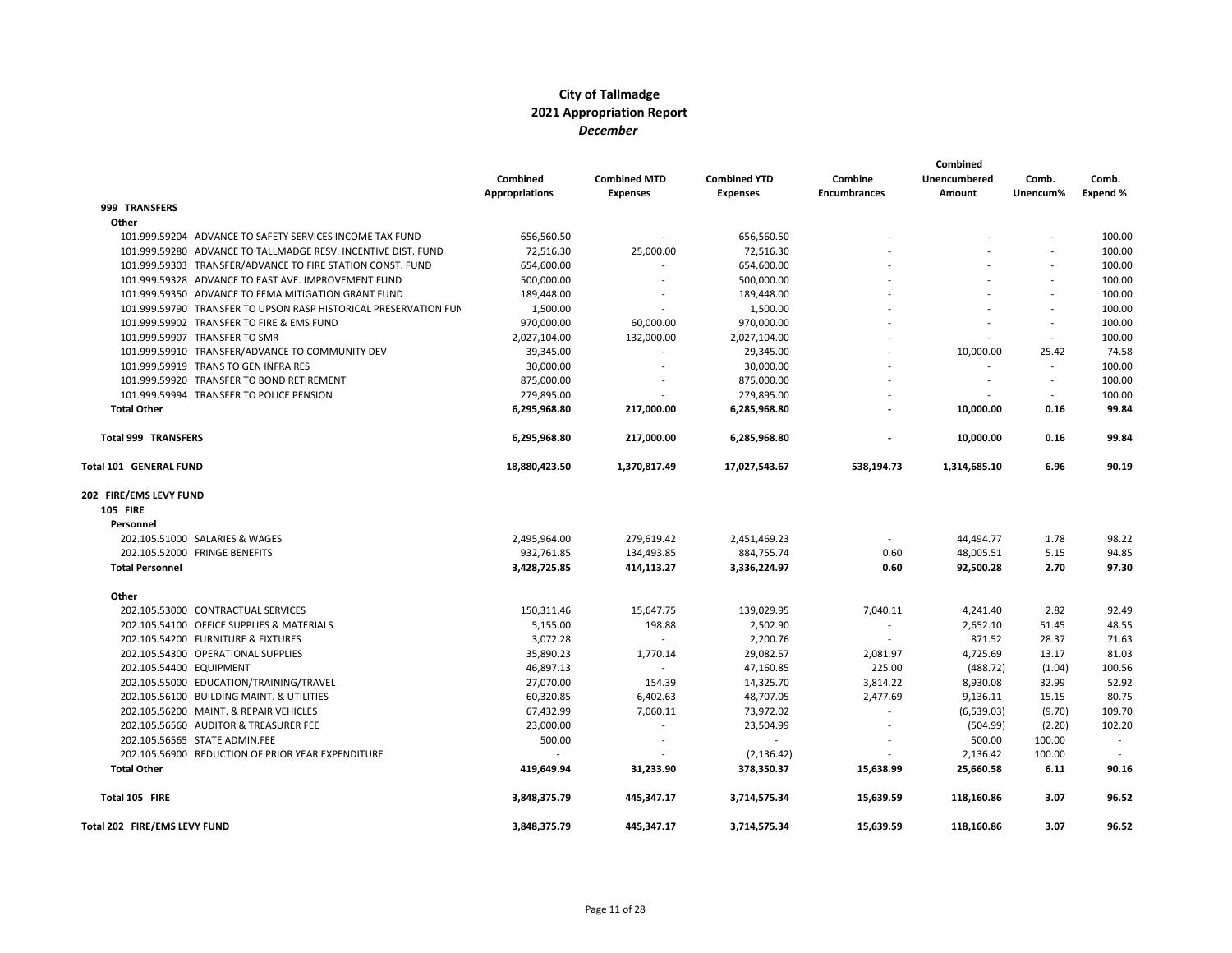# City of Tallmadge
## 2021 Appropriation Report
*December*

| | Combined Appropriations | Combined MTD Expenses | Combined YTD Expenses | Combine Encumbrances | Combined Unencumbered Amount | Comb. Unencum% | Comb. Expend % |
|---|---|---|---|---|---|---|---|
| **999 TRANSFERS** | | | | | | | |
| **Other** | | | | | | | |
| 101.999.59204 ADVANCE TO SAFETY SERVICES INCOME TAX FUND | 656,560.50 | - | 656,560.50 | - | - | - | 100.00 |
| 101.999.59280 ADVANCE TO TALLMADGE RESV. INCENTIVE DIST. FUND | 72,516.30 | 25,000.00 | 72,516.30 | - | - | - | 100.00 |
| 101.999.59303 TRANSFER/ADVANCE TO FIRE STATION CONST. FUND | 654,600.00 | - | 654,600.00 | - | - | - | 100.00 |
| 101.999.59328 ADVANCE TO EAST AVE. IMPROVEMENT FUND | 500,000.00 | - | 500,000.00 | - | - | - | 100.00 |
| 101.999.59350 ADVANCE TO FEMA MITIGATION GRANT FUND | 189,448.00 | - | 189,448.00 | - | - | - | 100.00 |
| 101.999.59790 TRANSFER TO UPSON RASP HISTORICAL PRESERVATION FUN | 1,500.00 | - | 1,500.00 | - | - | - | 100.00 |
| 101.999.59902 TRANSFER TO FIRE & EMS FUND | 970,000.00 | 60,000.00 | 970,000.00 | - | - | - | 100.00 |
| 101.999.59907 TRANSFER TO SMR | 2,027,104.00 | 132,000.00 | 2,027,104.00 | - | - | - | 100.00 |
| 101.999.59910 TRANSFER/ADVANCE TO COMMUNITY DEV | 39,345.00 | - | 29,345.00 | - | 10,000.00 | 25.42 | 74.58 |
| 101.999.59919 TRANS TO GEN INFRA RES | 30,000.00 | - | 30,000.00 | - | - | - | 100.00 |
| 101.999.59920 TRANSFER TO BOND RETIREMENT | 875,000.00 | - | 875,000.00 | - | - | - | 100.00 |
| 101.999.59994 TRANSFER TO POLICE PENSION | 279,895.00 | - | 279,895.00 | - | - | - | 100.00 |
| **Total Other** | **6,295,968.80** | **217,000.00** | **6,285,968.80** | **-** | **10,000.00** | **0.16** | **99.84** |
| **Total 999 TRANSFERS** | **6,295,968.80** | **217,000.00** | **6,285,968.80** | **-** | **10,000.00** | **0.16** | **99.84** |
| **Total 101 GENERAL FUND** | **18,880,423.50** | **1,370,817.49** | **17,027,543.67** | **538,194.73** | **1,314,685.10** | **6.96** | **90.19** |
| **202 FIRE/EMS LEVY FUND** | | | | | | | |
| **105 FIRE** | | | | | | | |
| **Personnel** | | | | | | | |
| 202.105.51000 SALARIES & WAGES | 2,495,964.00 | 279,619.42 | 2,451,469.23 | - | 44,494.77 | 1.78 | 98.22 |
| 202.105.52000 FRINGE BENEFITS | 932,761.85 | 134,493.85 | 884,755.74 | 0.60 | 48,005.51 | 5.15 | 94.85 |
| **Total Personnel** | **3,428,725.85** | **414,113.27** | **3,336,224.97** | **0.60** | **92,500.28** | **2.70** | **97.30** |
| **Other** | | | | | | | |
| 202.105.53000 CONTRACTUAL SERVICES | 150,311.46 | 15,647.75 | 139,029.95 | 7,040.11 | 4,241.40 | 2.82 | 92.49 |
| 202.105.54100 OFFICE SUPPLIES & MATERIALS | 5,155.00 | 198.88 | 2,502.90 | - | 2,652.10 | 51.45 | 48.55 |
| 202.105.54200 FURNITURE & FIXTURES | 3,072.28 | - | 2,200.76 | - | 871.52 | 28.37 | 71.63 |
| 202.105.54300 OPERATIONAL SUPPLIES | 35,890.23 | 1,770.14 | 29,082.57 | 2,081.97 | 4,725.69 | 13.17 | 81.03 |
| 202.105.54400 EQUIPMENT | 46,897.13 | - | 47,160.85 | 225.00 | (488.72) | (1.04) | 100.56 |
| 202.105.55000 EDUCATION/TRAINING/TRAVEL | 27,070.00 | 154.39 | 14,325.70 | 3,814.22 | 8,930.08 | 32.99 | 52.92 |
| 202.105.56100 BUILDING MAINT. & UTILITIES | 60,320.85 | 6,402.63 | 48,707.05 | 2,477.69 | 9,136.11 | 15.15 | 80.75 |
| 202.105.56200 MAINT. & REPAIR VEHICLES | 67,432.99 | 7,060.11 | 73,972.02 | - | (6,539.03) | (9.70) | 109.70 |
| 202.105.56560 AUDITOR & TREASURER FEE | 23,000.00 | - | 23,504.99 | - | (504.99) | (2.20) | 102.20 |
| 202.105.56565 STATE ADMIN.FEE | 500.00 | - | - | - | 500.00 | 100.00 | - |
| 202.105.56900 REDUCTION OF PRIOR YEAR EXPENDITURE | - | - | (2,136.42) | - | 2,136.42 | 100.00 | - |
| **Total Other** | **419,649.94** | **31,233.90** | **378,350.37** | **15,638.99** | **25,660.58** | **6.11** | **90.16** |
| **Total 105 FIRE** | **3,848,375.79** | **445,347.17** | **3,714,575.34** | **15,639.59** | **118,160.86** | **3.07** | **96.52** |
| **Total 202 FIRE/EMS LEVY FUND** | **3,848,375.79** | **445,347.17** | **3,714,575.34** | **15,639.59** | **118,160.86** | **3.07** | **96.52** |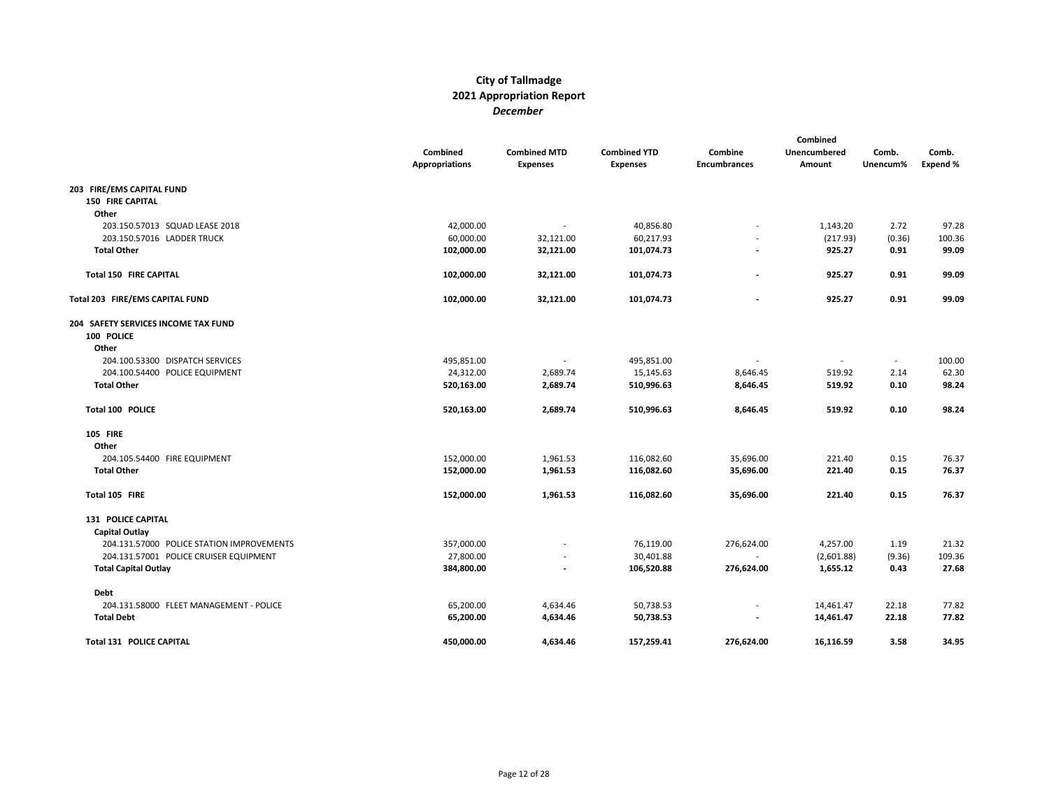# City of Tallmadge
## 2021 Appropriation Report
### *December*

| | Combined Appropriations | Combined MTD Expenses | Combined YTD Expenses | Combine Encumbrances | Combined Unencumbered Amount | Comb. Unencum% | Comb. Expend % |
|---|---|---|---|---|---|---|---|
| **203 FIRE/EMS CAPITAL FUND** | | | | | | | |
| **150 FIRE CAPITAL** | | | | | | | |
| **Other** | | | | | | | |
| 203.150.57013 SQUAD LEASE 2018 | 42,000.00 | - | 40,856.80 | - | 1,143.20 | 2.72 | 97.28 |
| 203.150.57016 LADDER TRUCK | 60,000.00 | 32,121.00 | 60,217.93 | - | (217.93) | (0.36) | 100.36 |
| **Total Other** | **102,000.00** | **32,121.00** | **101,074.73** | **-** | **925.27** | **0.91** | **99.09** |
| **Total 150 FIRE CAPITAL** | **102,000.00** | **32,121.00** | **101,074.73** | **-** | **925.27** | **0.91** | **99.09** |
| **Total 203 FIRE/EMS CAPITAL FUND** | **102,000.00** | **32,121.00** | **101,074.73** | **-** | **925.27** | **0.91** | **99.09** |
| **204 SAFETY SERVICES INCOME TAX FUND** | | | | | | | |
| **100 POLICE** | | | | | | | |
| **Other** | | | | | | | |
| 204.100.53300 DISPATCH SERVICES | 495,851.00 | - | 495,851.00 | - | - | - | 100.00 |
| 204.100.54400 POLICE EQUIPMENT | 24,312.00 | 2,689.74 | 15,145.63 | 8,646.45 | 519.92 | 2.14 | 62.30 |
| **Total Other** | **520,163.00** | **2,689.74** | **510,996.63** | **8,646.45** | **519.92** | **0.10** | **98.24** |
| **Total 100 POLICE** | **520,163.00** | **2,689.74** | **510,996.63** | **8,646.45** | **519.92** | **0.10** | **98.24** |
| **105 FIRE** | | | | | | | |
| **Other** | | | | | | | |
| 204.105.54400 FIRE EQUIPMENT | 152,000.00 | 1,961.53 | 116,082.60 | 35,696.00 | 221.40 | 0.15 | 76.37 |
| **Total Other** | **152,000.00** | **1,961.53** | **116,082.60** | **35,696.00** | **221.40** | **0.15** | **76.37** |
| **Total 105 FIRE** | **152,000.00** | **1,961.53** | **116,082.60** | **35,696.00** | **221.40** | **0.15** | **76.37** |
| **131 POLICE CAPITAL** | | | | | | | |
| **Capital Outlay** | | | | | | | |
| 204.131.57000 POLICE STATION IMPROVEMENTS | 357,000.00 | - | 76,119.00 | 276,624.00 | 4,257.00 | 1.19 | 21.32 |
| 204.131.57001 POLICE CRUISER EQUIPMENT | 27,800.00 | - | 30,401.88 | - | (2,601.88) | (9.36) | 109.36 |
| **Total Capital Outlay** | **384,800.00** | **-** | **106,520.88** | **276,624.00** | **1,655.12** | **0.43** | **27.68** |
| **Debt** | | | | | | | |
| 204.131.58000 FLEET MANAGEMENT - POLICE | 65,200.00 | 4,634.46 | 50,738.53 | - | 14,461.47 | 22.18 | 77.82 |
| **Total Debt** | **65,200.00** | **4,634.46** | **50,738.53** | **-** | **14,461.47** | **22.18** | **77.82** |
| **Total 131 POLICE CAPITAL** | **450,000.00** | **4,634.46** | **157,259.41** | **276,624.00** | **16,116.59** | **3.58** | **34.95** |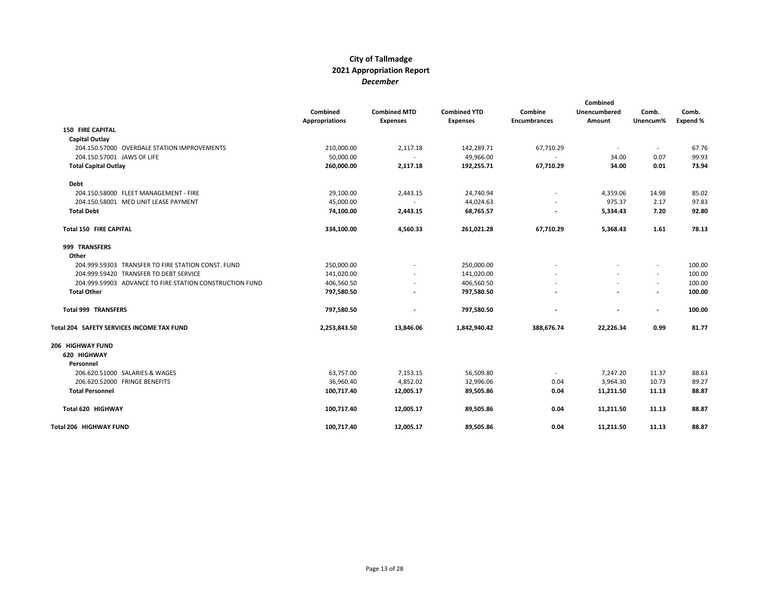# City of Tallmadge
## 2021 Appropriation Report
### *December*

| | Combined Appropriations | Combined MTD Expenses | Combined YTD Expenses | Combine Encumbrances | Combined Unencumbered Amount | Comb. Unencum% | Comb. Expend % |
|---|---|---|---|---|---|---|---|
| **150 FIRE CAPITAL** | | | | | | | |
| **Capital Outlay** | | | | | | | |
| 204.150.57000 OVERDALE STATION IMPROVEMENTS | 210,000.00 | 2,117.18 | 142,289.71 | 67,710.29 | - | - | 67.76 |
| 204.150.57001 JAWS OF LIFE | 50,000.00 | - | 49,966.00 | - | 34.00 | 0.07 | 99.93 |
| **Total Capital Outlay** | **260,000.00** | **2,117.18** | **192,255.71** | **67,710.29** | **34.00** | **0.01** | **73.94** |
| **Debt** | | | | | | | |
| 204.150.58000 FLEET MANAGEMENT - FIRE | 29,100.00 | 2,443.15 | 24,740.94 | - | 4,359.06 | 14.98 | 85.02 |
| 204.150.58001 MED UNIT LEASE PAYMENT | 45,000.00 | - | 44,024.63 | - | 975.37 | 2.17 | 97.83 |
| **Total Debt** | **74,100.00** | **2,443.15** | **68,765.57** | **-** | **5,334.43** | **7.20** | **92.80** |
| **Total 150 FIRE CAPITAL** | **334,100.00** | **4,560.33** | **261,021.28** | **67,710.29** | **5,368.43** | **1.61** | **78.13** |
| **999 TRANSFERS** | | | | | | | |
| **Other** | | | | | | | |
| 204.999.59303 TRANSFER TO FIRE STATION CONST. FUND | 250,000.00 | - | 250,000.00 | - | - | - | 100.00 |
| 204.999.59420 TRANSFER TO DEBT SERVICE | 141,020.00 | - | 141,020.00 | - | - | - | 100.00 |
| 204.999.59903 ADVANCE TO FIRE STATION CONSTRUCTION FUND | 406,560.50 | - | 406,560.50 | - | - | - | 100.00 |
| **Total Other** | **797,580.50** | **-** | **797,580.50** | **-** | **-** | **-** | **100.00** |
| **Total 999 TRANSFERS** | **797,580.50** | **-** | **797,580.50** | **-** | **-** | **-** | **100.00** |
| **Total 204 SAFETY SERVICES INCOME TAX FUND** | **2,253,843.50** | **13,846.06** | **1,842,940.42** | **388,676.74** | **22,226.34** | **0.99** | **81.77** |
| **206 HIGHWAY FUND** | | | | | | | |
| **620 HIGHWAY** | | | | | | | |
| **Personnel** | | | | | | | |
| 206.620.51000 SALARIES & WAGES | 63,757.00 | 7,153.15 | 56,509.80 | - | 7,247.20 | 11.37 | 88.63 |
| 206.620.52000 FRINGE BENEFITS | 36,960.40 | 4,852.02 | 32,996.06 | 0.04 | 3,964.30 | 10.73 | 89.27 |
| **Total Personnel** | **100,717.40** | **12,005.17** | **89,505.86** | **0.04** | **11,211.50** | **11.13** | **88.87** |
| **Total 620 HIGHWAY** | **100,717.40** | **12,005.17** | **89,505.86** | **0.04** | **11,211.50** | **11.13** | **88.87** |
| **Total 206 HIGHWAY FUND** | **100,717.40** | **12,005.17** | **89,505.86** | **0.04** | **11,211.50** | **11.13** | **88.87** |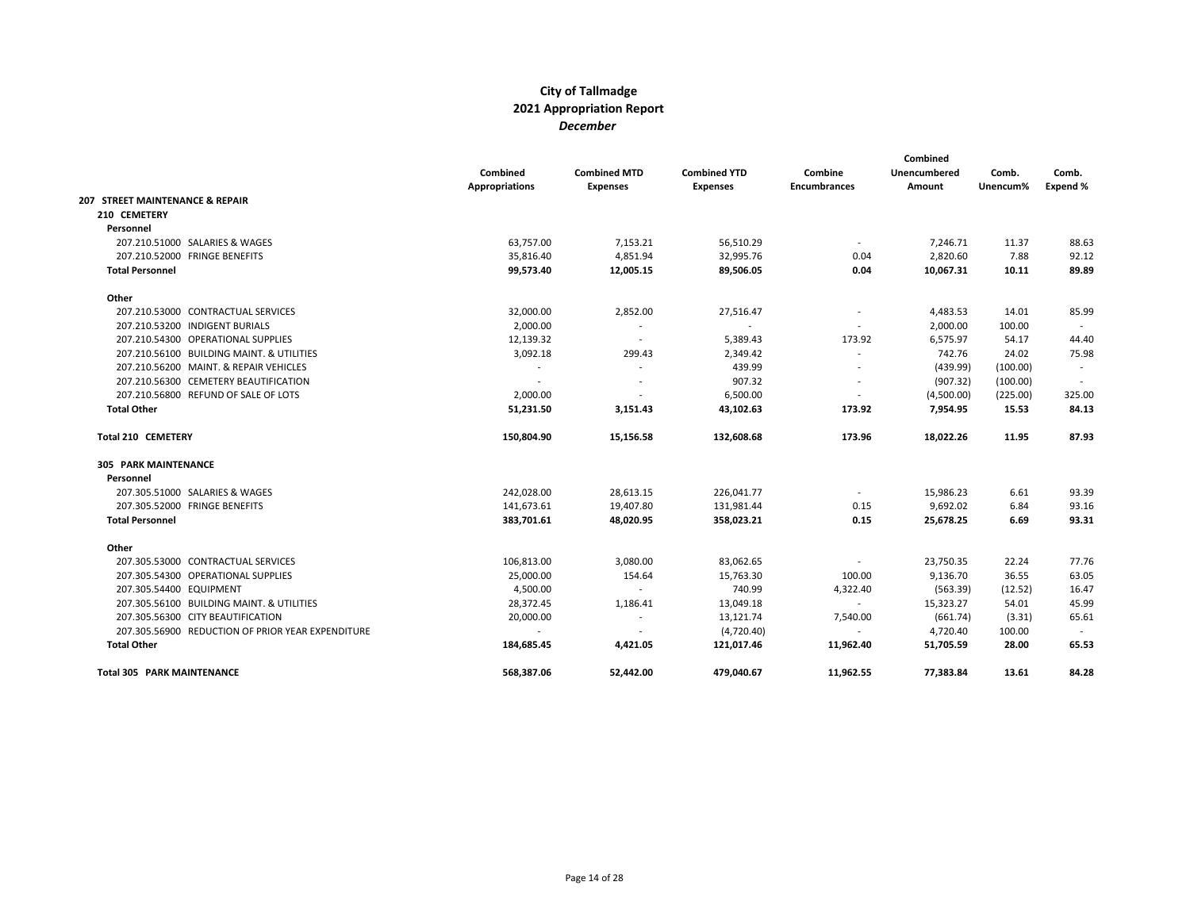# City of Tallmadge
## 2021 Appropriation Report
### *December*

| | Combined Appropriations | Combined MTD Expenses | Combined YTD Expenses | Combine Encumbrances | Combined Unencumbered Amount | Comb. Unencum% | Comb. Expend % |
|---|---|---|---|---|---|---|---|
| **207 STREET MAINTENANCE & REPAIR** | | | | | | | |
| **210 CEMETERY** | | | | | | | |
| **Personnel** | | | | | | | |
| 207.210.51000 SALARIES & WAGES | 63,757.00 | 7,153.21 | 56,510.29 | - | 7,246.71 | 11.37 | 88.63 |
| 207.210.52000 FRINGE BENEFITS | 35,816.40 | 4,851.94 | 32,995.76 | 0.04 | 2,820.60 | 7.88 | 92.12 |
| **Total Personnel** | **99,573.40** | **12,005.15** | **89,506.05** | **0.04** | **10,067.31** | **10.11** | **89.89** |
| **Other** | | | | | | | |
| 207.210.53000 CONTRACTUAL SERVICES | 32,000.00 | 2,852.00 | 27,516.47 | - | 4,483.53 | 14.01 | 85.99 |
| 207.210.53200 INDIGENT BURIALS | 2,000.00 | - | - | - | 2,000.00 | 100.00 | - |
| 207.210.54300 OPERATIONAL SUPPLIES | 12,139.32 | - | 5,389.43 | 173.92 | 6,575.97 | 54.17 | 44.40 |
| 207.210.56100 BUILDING MAINT. & UTILITIES | 3,092.18 | 299.43 | 2,349.42 | - | 742.76 | 24.02 | 75.98 |
| 207.210.56200 MAINT. & REPAIR VEHICLES | - | - | 439.99 | - | (439.99) | (100.00) | - |
| 207.210.56300 CEMETERY BEAUTIFICATION | - | - | 907.32 | - | (907.32) | (100.00) | - |
| 207.210.56800 REFUND OF SALE OF LOTS | 2,000.00 | - | 6,500.00 | - | (4,500.00) | (225.00) | 325.00 |
| **Total Other** | **51,231.50** | **3,151.43** | **43,102.63** | **173.92** | **7,954.95** | **15.53** | **84.13** |
| **Total 210 CEMETERY** | **150,804.90** | **15,156.58** | **132,608.68** | **173.96** | **18,022.26** | **11.95** | **87.93** |
| **305 PARK MAINTENANCE** | | | | | | | |
| **Personnel** | | | | | | | |
| 207.305.51000 SALARIES & WAGES | 242,028.00 | 28,613.15 | 226,041.77 | - | 15,986.23 | 6.61 | 93.39 |
| 207.305.52000 FRINGE BENEFITS | 141,673.61 | 19,407.80 | 131,981.44 | 0.15 | 9,692.02 | 6.84 | 93.16 |
| **Total Personnel** | **383,701.61** | **48,020.95** | **358,023.21** | **0.15** | **25,678.25** | **6.69** | **93.31** |
| **Other** | | | | | | | |
| 207.305.53000 CONTRACTUAL SERVICES | 106,813.00 | 3,080.00 | 83,062.65 | - | 23,750.35 | 22.24 | 77.76 |
| 207.305.54300 OPERATIONAL SUPPLIES | 25,000.00 | 154.64 | 15,763.30 | 100.00 | 9,136.70 | 36.55 | 63.05 |
| 207.305.54400 EQUIPMENT | 4,500.00 | - | 740.99 | 4,322.40 | (563.39) | (12.52) | 16.47 |
| 207.305.56100 BUILDING MAINT. & UTILITIES | 28,372.45 | 1,186.41 | 13,049.18 | - | 15,323.27 | 54.01 | 45.99 |
| 207.305.56300 CITY BEAUTIFICATION | 20,000.00 | - | 13,121.74 | 7,540.00 | (661.74) | (3.31) | 65.61 |
| 207.305.56900 REDUCTION OF PRIOR YEAR EXPENDITURE | - | - | (4,720.40) | - | 4,720.40 | 100.00 | - |
| **Total Other** | **184,685.45** | **4,421.05** | **121,017.46** | **11,962.40** | **51,705.59** | **28.00** | **65.53** |
| **Total 305 PARK MAINTENANCE** | **568,387.06** | **52,442.00** | **479,040.67** | **11,962.55** | **77,383.84** | **13.61** | **84.28** |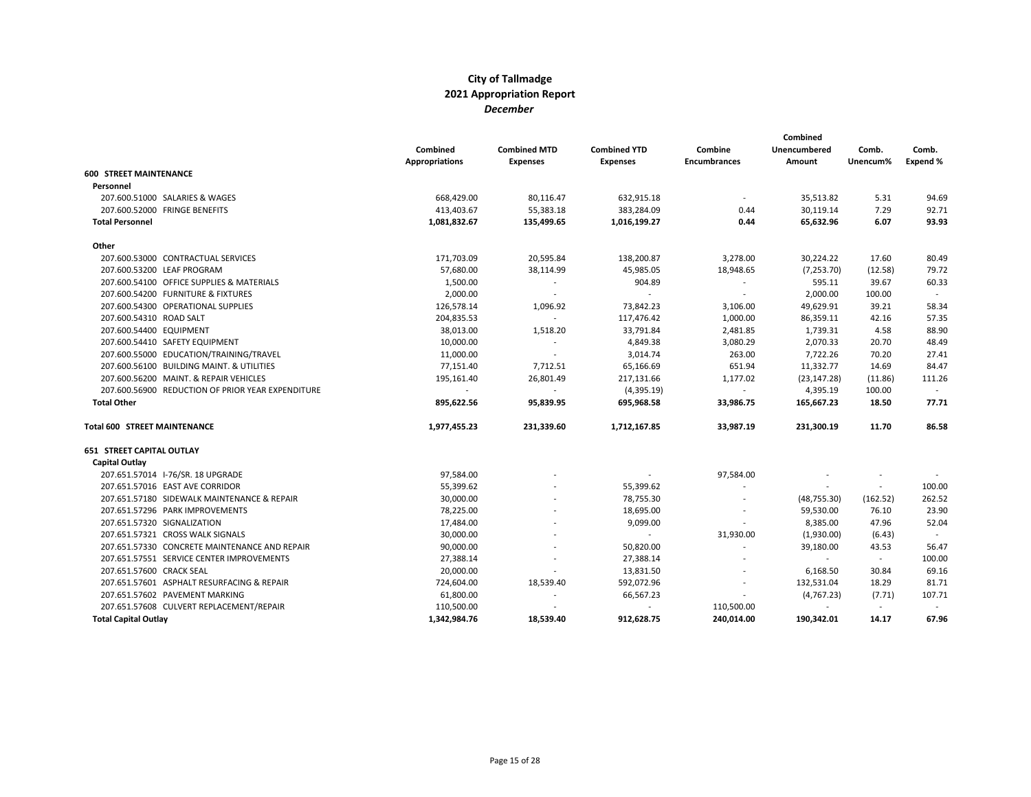# City of Tallmadge
## 2021 Appropriation Report
### *December*

| | Combined Appropriations | Combined MTD Expenses | Combined YTD Expenses | Combine Encumbrances | Combined Unencumbered Amount | Comb. Unencum% | Comb. Expend % |
|---|---|---|---|---|---|---|---|
| **600 STREET MAINTENANCE** | | | | | | | |
| **Personnel** | | | | | | | |
| 207.600.51000 SALARIES & WAGES | 668,429.00 | 80,116.47 | 632,915.18 | - | 35,513.82 | 5.31 | 94.69 |
| 207.600.52000 FRINGE BENEFITS | 413,403.67 | 55,383.18 | 383,284.09 | 0.44 | 30,119.14 | 7.29 | 92.71 |
| **Total Personnel** | **1,081,832.67** | **135,499.65** | **1,016,199.27** | **0.44** | **65,632.96** | **6.07** | **93.93** |
| **Other** | | | | | | | |
| 207.600.53000 CONTRACTUAL SERVICES | 171,703.09 | 20,595.84 | 138,200.87 | 3,278.00 | 30,224.22 | 17.60 | 80.49 |
| 207.600.53200 LEAF PROGRAM | 57,680.00 | 38,114.99 | 45,985.05 | 18,948.65 | (7,253.70) | (12.58) | 79.72 |
| 207.600.54100 OFFICE SUPPLIES & MATERIALS | 1,500.00 | - | 904.89 | - | 595.11 | 39.67 | 60.33 |
| 207.600.54200 FURNITURE & FIXTURES | 2,000.00 | - | - | - | 2,000.00 | 100.00 | - |
| 207.600.54300 OPERATIONAL SUPPLIES | 126,578.14 | 1,096.92 | 73,842.23 | 3,106.00 | 49,629.91 | 39.21 | 58.34 |
| 207.600.54310 ROAD SALT | 204,835.53 | - | 117,476.42 | 1,000.00 | 86,359.11 | 42.16 | 57.35 |
| 207.600.54400 EQUIPMENT | 38,013.00 | 1,518.20 | 33,791.84 | 2,481.85 | 1,739.31 | 4.58 | 88.90 |
| 207.600.54410 SAFETY EQUIPMENT | 10,000.00 | - | 4,849.38 | 3,080.29 | 2,070.33 | 20.70 | 48.49 |
| 207.600.55000 EDUCATION/TRAINING/TRAVEL | 11,000.00 | - | 3,014.74 | 263.00 | 7,722.26 | 70.20 | 27.41 |
| 207.600.56100 BUILDING MAINT. & UTILITIES | 77,151.40 | 7,712.51 | 65,166.69 | 651.94 | 11,332.77 | 14.69 | 84.47 |
| 207.600.56200 MAINT. & REPAIR VEHICLES | 195,161.40 | 26,801.49 | 217,131.66 | 1,177.02 | (23,147.28) | (11.86) | 111.26 |
| 207.600.56900 REDUCTION OF PRIOR YEAR EXPENDITURE | - | - | (4,395.19) | - | 4,395.19 | 100.00 | - |
| **Total Other** | **895,622.56** | **95,839.95** | **695,968.58** | **33,986.75** | **165,667.23** | **18.50** | **77.71** |
| **Total 600 STREET MAINTENANCE** | **1,977,455.23** | **231,339.60** | **1,712,167.85** | **33,987.19** | **231,300.19** | **11.70** | **86.58** |
| **651 STREET CAPITAL OUTLAY** | | | | | | | |
| **Capital Outlay** | | | | | | | |
| 207.651.57014 I-76/SR. 18 UPGRADE | 97,584.00 | - | - | 97,584.00 | - | - | - |
| 207.651.57016 EAST AVE CORRIDOR | 55,399.62 | - | 55,399.62 | - | - | - | 100.00 |
| 207.651.57180 SIDEWALK MAINTENANCE & REPAIR | 30,000.00 | - | 78,755.30 | - | (48,755.30) | (162.52) | 262.52 |
| 207.651.57296 PARK IMPROVEMENTS | 78,225.00 | - | 18,695.00 | - | 59,530.00 | 76.10 | 23.90 |
| 207.651.57320 SIGNALIZATION | 17,484.00 | - | 9,099.00 | - | 8,385.00 | 47.96 | 52.04 |
| 207.651.57321 CROSS WALK SIGNALS | 30,000.00 | - | - | 31,930.00 | (1,930.00) | (6.43) | - |
| 207.651.57330 CONCRETE MAINTENANCE AND REPAIR | 90,000.00 | - | 50,820.00 | - | 39,180.00 | 43.53 | 56.47 |
| 207.651.57551 SERVICE CENTER IMPROVEMENTS | 27,388.14 | - | 27,388.14 | - | - | - | 100.00 |
| 207.651.57600 CRACK SEAL | 20,000.00 | - | 13,831.50 | - | 6,168.50 | 30.84 | 69.16 |
| 207.651.57601 ASPHALT RESURFACING & REPAIR | 724,604.00 | 18,539.40 | 592,072.96 | - | 132,531.04 | 18.29 | 81.71 |
| 207.651.57602 PAVEMENT MARKING | 61,800.00 | - | 66,567.23 | - | (4,767.23) | (7.71) | 107.71 |
| 207.651.57608 CULVERT REPLACEMENT/REPAIR | 110,500.00 | - | - | 110,500.00 | - | - | - |
| **Total Capital Outlay** | **1,342,984.76** | **18,539.40** | **912,628.75** | **240,014.00** | **190,342.01** | **14.17** | **67.96** |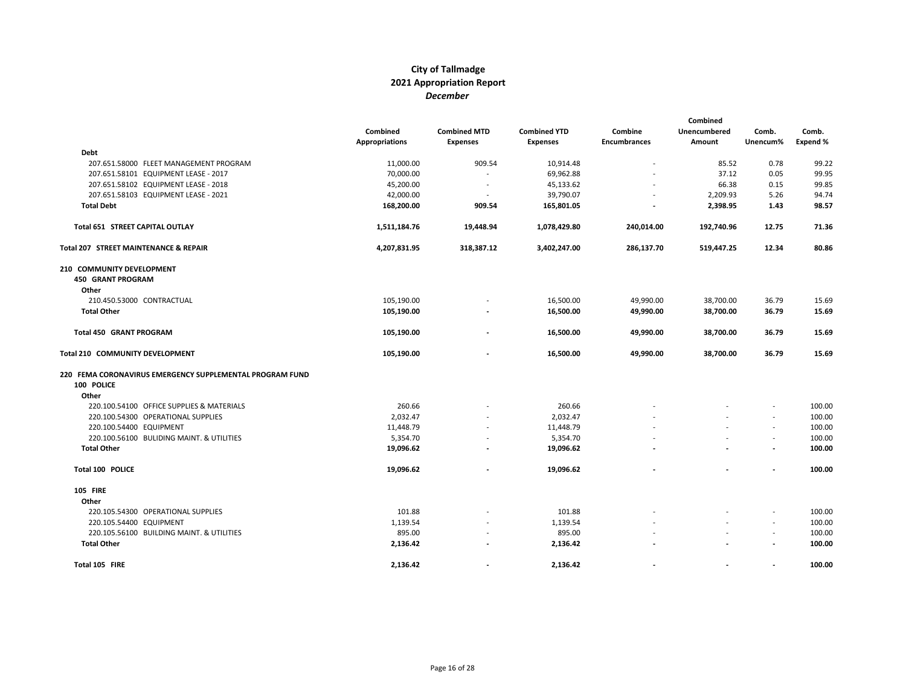# City of Tallmadge
## 2021 Appropriation Report
*December*

| | Combined Appropriations | Combined MTD Expenses | Combined YTD Expenses | Combine Encumbrances | Combined Unencumbered Amount | Comb. Unencum% | Comb. Expend % |
|---|---|---|---|---|---|---|---|
| **Debt** | | | | | | | |
| 207.651.58000 FLEET MANAGEMENT PROGRAM | 11,000.00 | 909.54 | 10,914.48 | - | 85.52 | 0.78 | 99.22 |
| 207.651.58101 EQUIPMENT LEASE - 2017 | 70,000.00 | - | 69,962.88 | - | 37.12 | 0.05 | 99.95 |
| 207.651.58102 EQUIPMENT LEASE - 2018 | 45,200.00 | - | 45,133.62 | - | 66.38 | 0.15 | 99.85 |
| 207.651.58103 EQUIPMENT LEASE - 2021 | 42,000.00 | - | 39,790.07 | - | 2,209.93 | 5.26 | 94.74 |
| **Total Debt** | **168,200.00** | **909.54** | **165,801.05** | **-** | **2,398.95** | **1.43** | **98.57** |
| **Total 651 STREET CAPITAL OUTLAY** | **1,511,184.76** | **19,448.94** | **1,078,429.80** | **240,014.00** | **192,740.96** | **12.75** | **71.36** |
| **Total 207 STREET MAINTENANCE & REPAIR** | **4,207,831.95** | **318,387.12** | **3,402,247.00** | **286,137.70** | **519,447.25** | **12.34** | **80.86** |
| **210 COMMUNITY DEVELOPMENT** | | | | | | | |
| **450 GRANT PROGRAM** | | | | | | | |
| **Other** | | | | | | | |
| 210.450.53000 CONTRACTUAL | 105,190.00 | - | 16,500.00 | 49,990.00 | 38,700.00 | 36.79 | 15.69 |
| **Total Other** | **105,190.00** | **-** | **16,500.00** | **49,990.00** | **38,700.00** | **36.79** | **15.69** |
| **Total 450 GRANT PROGRAM** | **105,190.00** | **-** | **16,500.00** | **49,990.00** | **38,700.00** | **36.79** | **15.69** |
| **Total 210 COMMUNITY DEVELOPMENT** | **105,190.00** | **-** | **16,500.00** | **49,990.00** | **38,700.00** | **36.79** | **15.69** |
| **220 FEMA CORONAVIRUS EMERGENCY SUPPLEMENTAL PROGRAM FUND** | | | | | | | |
| **100 POLICE** | | | | | | | |
| **Other** | | | | | | | |
| 220.100.54100 OFFICE SUPPLIES & MATERIALS | 260.66 | - | 260.66 | - | - | - | 100.00 |
| 220.100.54300 OPERATIONAL SUPPLIES | 2,032.47 | - | 2,032.47 | - | - | - | 100.00 |
| 220.100.54400 EQUIPMENT | 11,448.79 | - | 11,448.79 | - | - | - | 100.00 |
| 220.100.56100 BULIDING MAINT. & UTILITIES | 5,354.70 | - | 5,354.70 | - | - | - | 100.00 |
| **Total Other** | **19,096.62** | **-** | **19,096.62** | **-** | **-** | **-** | **100.00** |
| **Total 100 POLICE** | **19,096.62** | **-** | **19,096.62** | **-** | **-** | **-** | **100.00** |
| **105 FIRE** | | | | | | | |
| **Other** | | | | | | | |
| 220.105.54300 OPERATIONAL SUPPLIES | 101.88 | - | 101.88 | - | - | - | 100.00 |
| 220.105.54400 EQUIPMENT | 1,139.54 | - | 1,139.54 | - | - | - | 100.00 |
| 220.105.56100 BUILDING MAINT. & UTILITIES | 895.00 | - | 895.00 | - | - | - | 100.00 |
| **Total Other** | **2,136.42** | **-** | **2,136.42** | **-** | **-** | **-** | **100.00** |
| **Total 105 FIRE** | **2,136.42** | **-** | **2,136.42** | **-** | **-** | **-** | **100.00** |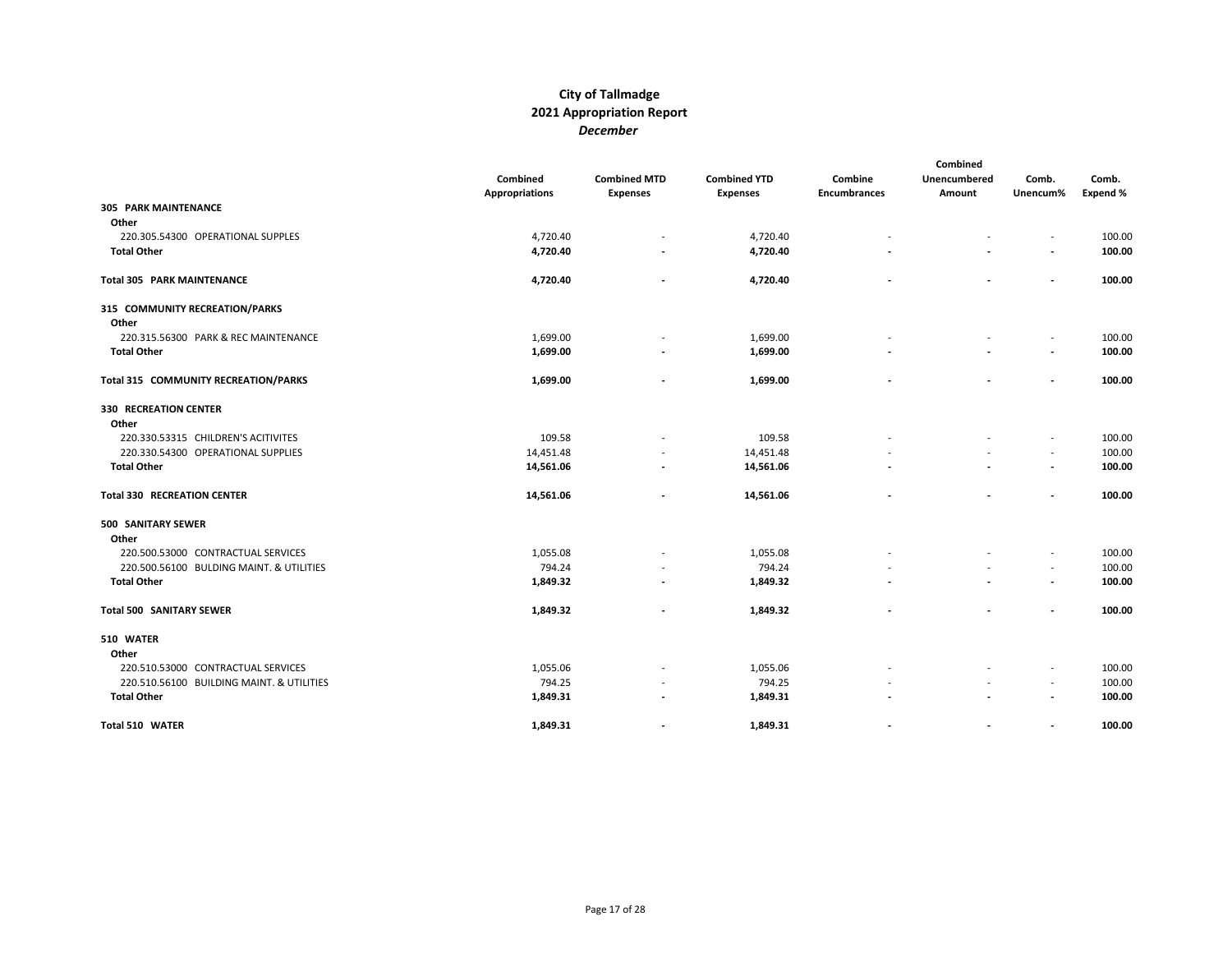# City of Tallmadge
## 2021 Appropriation Report
*December*

| | Combined Appropriations | Combined MTD Expenses | Combined YTD Expenses | Combine Encumbrances | Combined Unencumbered Amount | Comb. Unencum% | Comb. Expend % |
|---|---|---|---|---|---|---|---|
| **305 PARK MAINTENANCE** | | | | | | | |
| **Other** | | | | | | | |
| 220.305.54300 OPERATIONAL SUPPLES | 4,720.40 | - | 4,720.40 | - | - | - | 100.00 |
| **Total Other** | **4,720.40** | **-** | **4,720.40** | **-** | **-** | **-** | **100.00** |
| **Total 305 PARK MAINTENANCE** | **4,720.40** | **-** | **4,720.40** | **-** | **-** | **-** | **100.00** |
| **315 COMMUNITY RECREATION/PARKS** | | | | | | | |
| **Other** | | | | | | | |
| 220.315.56300 PARK & REC MAINTENANCE | 1,699.00 | - | 1,699.00 | - | - | - | 100.00 |
| **Total Other** | **1,699.00** | **-** | **1,699.00** | **-** | **-** | **-** | **100.00** |
| **Total 315 COMMUNITY RECREATION/PARKS** | **1,699.00** | **-** | **1,699.00** | **-** | **-** | **-** | **100.00** |
| **330 RECREATION CENTER** | | | | | | | |
| **Other** | | | | | | | |
| 220.330.53315 CHILDREN'S ACITIVITES | 109.58 | - | 109.58 | - | - | - | 100.00 |
| 220.330.54300 OPERATIONAL SUPPLIES | 14,451.48 | - | 14,451.48 | - | - | - | 100.00 |
| **Total Other** | **14,561.06** | **-** | **14,561.06** | **-** | **-** | **-** | **100.00** |
| **Total 330 RECREATION CENTER** | **14,561.06** | **-** | **14,561.06** | **-** | **-** | **-** | **100.00** |
| **500 SANITARY SEWER** | | | | | | | |
| **Other** | | | | | | | |
| 220.500.53000 CONTRACTUAL SERVICES | 1,055.08 | - | 1,055.08 | - | - | - | 100.00 |
| 220.500.56100 BULDING MAINT. & UTILITIES | 794.24 | - | 794.24 | - | - | - | 100.00 |
| **Total Other** | **1,849.32** | **-** | **1,849.32** | **-** | **-** | **-** | **100.00** |
| **Total 500 SANITARY SEWER** | **1,849.32** | **-** | **1,849.32** | **-** | **-** | **-** | **100.00** |
| **510 WATER** | | | | | | | |
| **Other** | | | | | | | |
| 220.510.53000 CONTRACTUAL SERVICES | 1,055.06 | - | 1,055.06 | - | - | - | 100.00 |
| 220.510.56100 BULDING MAINT. & UTILITIES | 794.25 | - | 794.25 | - | - | - | 100.00 |
| **Total Other** | **1,849.31** | **-** | **1,849.31** | **-** | **-** | **-** | **100.00** |
| **Total 510 WATER** | **1,849.31** | **-** | **1,849.31** | **-** | **-** | **-** | **100.00** |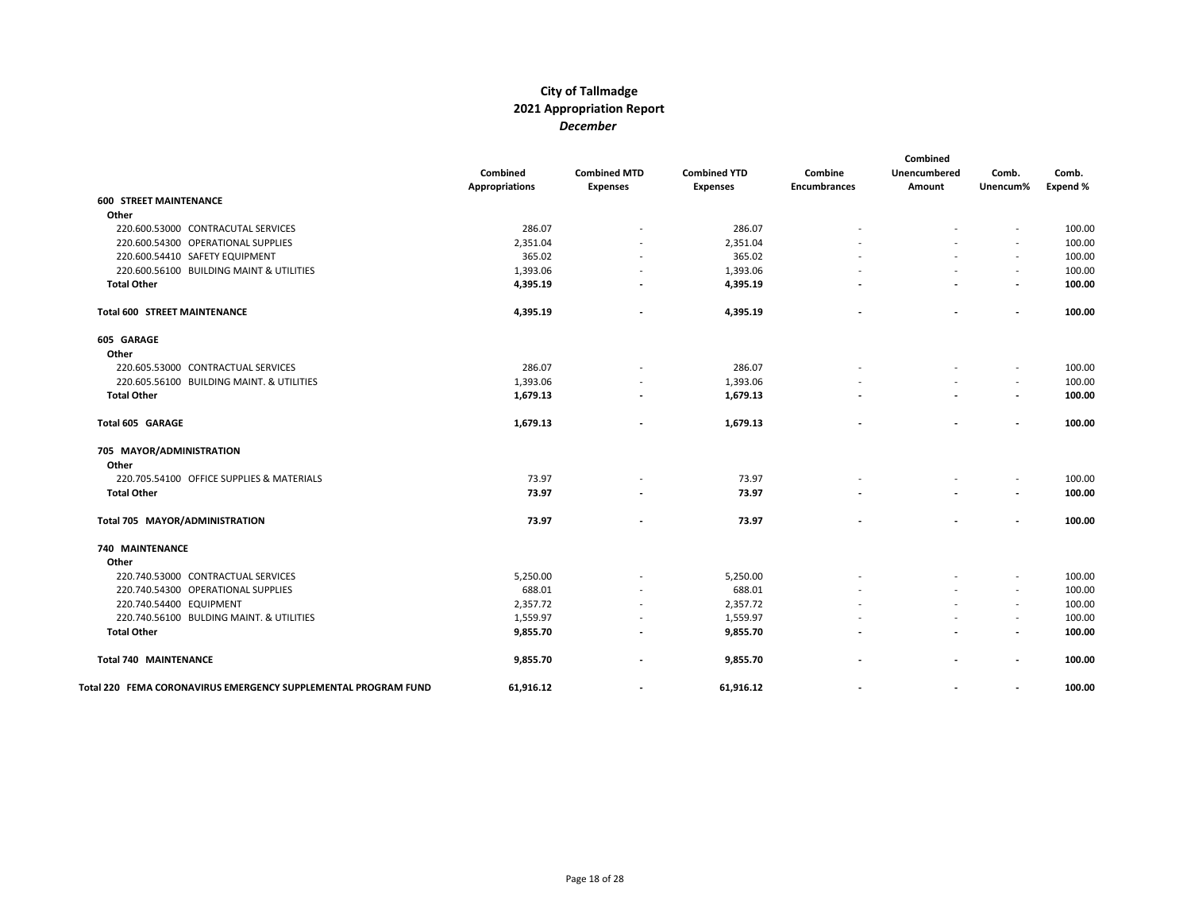# City of Tallmadge
## 2021 Appropriation Report
### *December*

| | Combined Appropriations | Combined MTD Expenses | Combined YTD Expenses | Combine Encumbrances | Combined Unencumbered Amount | Comb. Unencum% | Comb. Expend % |
|---|---|---|---|---|---|---|---|
| **600 STREET MAINTENANCE** | | | | | | | |
| **Other** | | | | | | | |
| 220.600.53000 CONTRACUTAL SERVICES | 286.07 | - | 286.07 | - | - | - | 100.00 |
| 220.600.54300 OPERATIONAL SUPPLIES | 2,351.04 | - | 2,351.04 | - | - | - | 100.00 |
| 220.600.54410 SAFETY EQUIPMENT | 365.02 | - | 365.02 | - | - | - | 100.00 |
| 220.600.56100 BUILDING MAINT & UTILITIES | 1,393.06 | - | 1,393.06 | - | - | - | 100.00 |
| **Total Other** | **4,395.19** | **-** | **4,395.19** | **-** | **-** | **-** | **100.00** |
| **Total 600 STREET MAINTENANCE** | **4,395.19** | **-** | **4,395.19** | **-** | **-** | **-** | **100.00** |
| **605 GARAGE** | | | | | | | |
| **Other** | | | | | | | |
| 220.605.53000 CONTRACTUAL SERVICES | 286.07 | - | 286.07 | - | - | - | 100.00 |
| 220.605.56100 BUILDING MAINT. & UTILITIES | 1,393.06 | - | 1,393.06 | - | - | - | 100.00 |
| **Total Other** | **1,679.13** | **-** | **1,679.13** | **-** | **-** | **-** | **100.00** |
| **Total 605 GARAGE** | **1,679.13** | **-** | **1,679.13** | **-** | **-** | **-** | **100.00** |
| **705 MAYOR/ADMINISTRATION** | | | | | | | |
| **Other** | | | | | | | |
| 220.705.54100 OFFICE SUPPLIES & MATERIALS | 73.97 | - | 73.97 | - | - | - | 100.00 |
| **Total Other** | **73.97** | **-** | **73.97** | **-** | **-** | **-** | **100.00** |
| **Total 705 MAYOR/ADMINISTRATION** | **73.97** | **-** | **73.97** | **-** | **-** | **-** | **100.00** |
| **740 MAINTENANCE** | | | | | | | |
| **Other** | | | | | | | |
| 220.740.53000 CONTRACTUAL SERVICES | 5,250.00 | - | 5,250.00 | - | - | - | 100.00 |
| 220.740.54300 OPERATIONAL SUPPLIES | 688.01 | - | 688.01 | - | - | - | 100.00 |
| 220.740.54400 EQUIPMENT | 2,357.72 | - | 2,357.72 | - | - | - | 100.00 |
| 220.740.56100 BULDING MAINT. & UTILITIES | 1,559.97 | - | 1,559.97 | - | - | - | 100.00 |
| **Total Other** | **9,855.70** | **-** | **9,855.70** | **-** | **-** | **-** | **100.00** |
| **Total 740 MAINTENANCE** | **9,855.70** | **-** | **9,855.70** | **-** | **-** | **-** | **100.00** |
| **Total 220 FEMA CORONAVIRUS EMERGENCY SUPPLEMENTAL PROGRAM FUND** | **61,916.12** | **-** | **61,916.12** | **-** | **-** | **-** | **100.00** |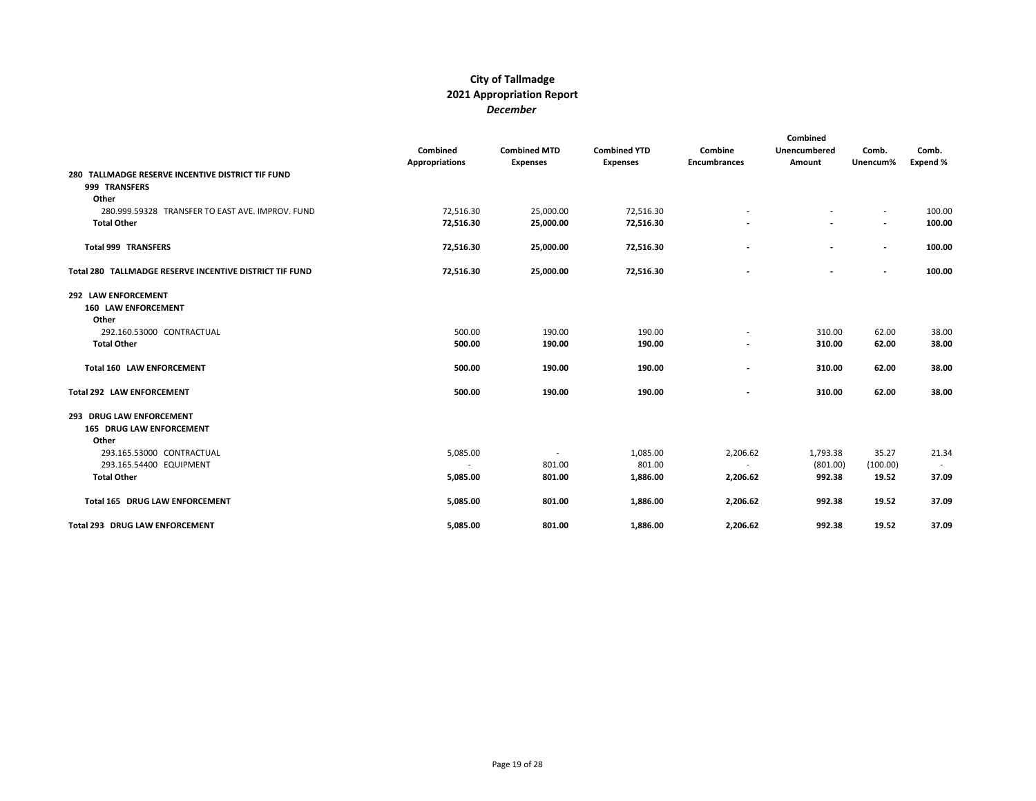# City of Tallmadge
## 2021 Appropriation Report
*December*

| | Combined Appropriations | Combined MTD Expenses | Combined YTD Expenses | Combine Encumbrances | Combined Unencumbered Amount | Comb. Unencum% | Comb. Expend % |
|---|---|---|---|---|---|---|---|
| **280 TALLMADGE RESERVE INCENTIVE DISTRICT TIF FUND** | | | | | | | |
| **999 TRANSFERS** | | | | | | | |
| **Other** | | | | | | | |
| 280.999.59328 TRANSFER TO EAST AVE. IMPROV. FUND | 72,516.30 | 25,000.00 | 72,516.30 | - | - | - | 100.00 |
| **Total Other** | **72,516.30** | **25,000.00** | **72,516.30** | **-** | **-** | **-** | **100.00** |
| **Total 999 TRANSFERS** | **72,516.30** | **25,000.00** | **72,516.30** | **-** | **-** | **-** | **100.00** |
| **Total 280 TALLMADGE RESERVE INCENTIVE DISTRICT TIF FUND** | **72,516.30** | **25,000.00** | **72,516.30** | **-** | **-** | **-** | **100.00** |
| **292 LAW ENFORCEMENT** | | | | | | | |
| **160 LAW ENFORCEMENT** | | | | | | | |
| **Other** | | | | | | | |
| 292.160.53000 CONTRACTUAL | 500.00 | 190.00 | 190.00 | - | 310.00 | 62.00 | 38.00 |
| **Total Other** | **500.00** | **190.00** | **190.00** | **-** | **310.00** | **62.00** | **38.00** |
| **Total 160 LAW ENFORCEMENT** | **500.00** | **190.00** | **190.00** | **-** | **310.00** | **62.00** | **38.00** |
| **Total 292 LAW ENFORCEMENT** | **500.00** | **190.00** | **190.00** | **-** | **310.00** | **62.00** | **38.00** |
| **293 DRUG LAW ENFORCEMENT** | | | | | | | |
| **165 DRUG LAW ENFORCEMENT** | | | | | | | |
| **Other** | | | | | | | |
| 293.165.53000 CONTRACTUAL | 5,085.00 | - | 1,085.00 | 2,206.62 | 1,793.38 | 35.27 | 21.34 |
| 293.165.54400 EQUIPMENT | - | 801.00 | 801.00 | - | (801.00) | (100.00) | - |
| **Total Other** | **5,085.00** | **801.00** | **1,886.00** | **2,206.62** | **992.38** | **19.52** | **37.09** |
| **Total 165 DRUG LAW ENFORCEMENT** | **5,085.00** | **801.00** | **1,886.00** | **2,206.62** | **992.38** | **19.52** | **37.09** |
| **Total 293 DRUG LAW ENFORCEMENT** | **5,085.00** | **801.00** | **1,886.00** | **2,206.62** | **992.38** | **19.52** | **37.09** |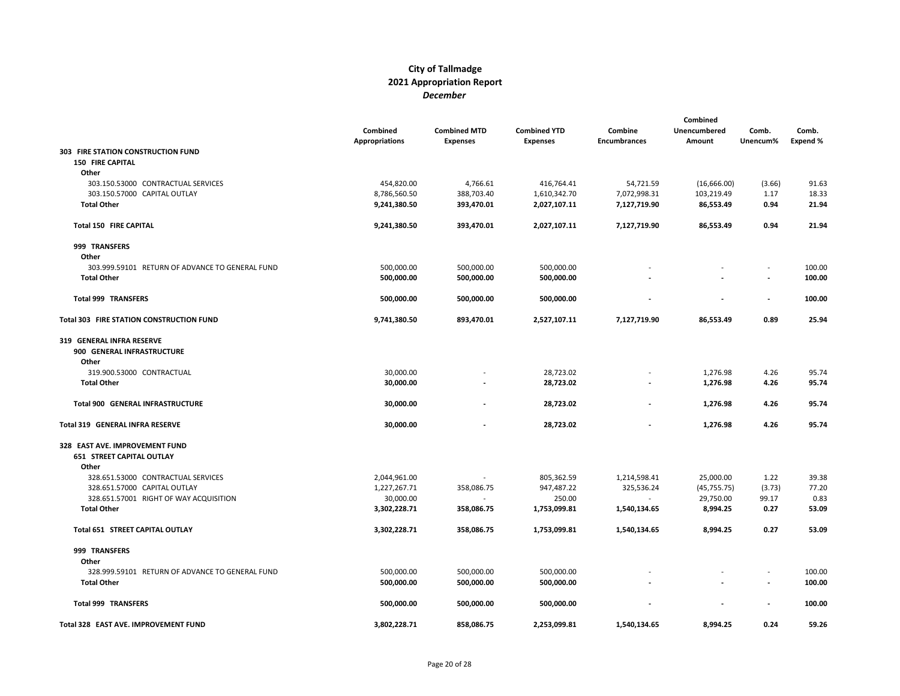# City of Tallmadge
## 2021 Appropriation Report
*December*

| | Combined Appropriations | Combined MTD Expenses | Combined YTD Expenses | Combine Encumbrances | Combined Unencumbered Amount | Comb. Unencum% | Comb. Expend % |
|---|---|---|---|---|---|---|---|
| **303 FIRE STATION CONSTRUCTION FUND** | | | | | | | |
| **150 FIRE CAPITAL** | | | | | | | |
| **Other** | | | | | | | |
| 303.150.53000 CONTRACTUAL SERVICES | 454,820.00 | 4,766.61 | 416,764.41 | 54,721.59 | (16,666.00) | (3.66) | 91.63 |
| 303.150.57000 CAPITAL OUTLAY | 8,786,560.50 | 388,703.40 | 1,610,342.70 | 7,072,998.31 | 103,219.49 | 1.17 | 18.33 |
| **Total Other** | **9,241,380.50** | **393,470.01** | **2,027,107.11** | **7,127,719.90** | **86,553.49** | **0.94** | **21.94** |
| **Total 150 FIRE CAPITAL** | **9,241,380.50** | **393,470.01** | **2,027,107.11** | **7,127,719.90** | **86,553.49** | **0.94** | **21.94** |
| **999 TRANSFERS** | | | | | | | |
| **Other** | | | | | | | |
| 303.999.59101 RETURN OF ADVANCE TO GENERAL FUND | 500,000.00 | 500,000.00 | 500,000.00 | - | - | - | 100.00 |
| **Total Other** | **500,000.00** | **500,000.00** | **500,000.00** | **-** | **-** | **-** | **100.00** |
| **Total 999 TRANSFERS** | **500,000.00** | **500,000.00** | **500,000.00** | **-** | **-** | **-** | **100.00** |
| **Total 303 FIRE STATION CONSTRUCTION FUND** | **9,741,380.50** | **893,470.01** | **2,527,107.11** | **7,127,719.90** | **86,553.49** | **0.89** | **25.94** |
| **319 GENERAL INFRA RESERVE** | | | | | | | |
| **900 GENERAL INFRASTRUCTURE** | | | | | | | |
| **Other** | | | | | | | |
| 319.900.53000 CONTRACTUAL | 30,000.00 | - | 28,723.02 | - | 1,276.98 | 4.26 | 95.74 |
| **Total Other** | **30,000.00** | **-** | **28,723.02** | **-** | **1,276.98** | **4.26** | **95.74** |
| **Total 900 GENERAL INFRASTRUCTURE** | **30,000.00** | **-** | **28,723.02** | **-** | **1,276.98** | **4.26** | **95.74** |
| **Total 319 GENERAL INFRA RESERVE** | **30,000.00** | **-** | **28,723.02** | **-** | **1,276.98** | **4.26** | **95.74** |
| **328 EAST AVE. IMPROVEMENT FUND** | | | | | | | |
| **651 STREET CAPITAL OUTLAY** | | | | | | | |
| **Other** | | | | | | | |
| 328.651.53000 CONTRACTUAL SERVICES | 2,044,961.00 | - | 805,362.59 | 1,214,598.41 | 25,000.00 | 1.22 | 39.38 |
| 328.651.57000 CAPITAL OUTLAY | 1,227,267.71 | 358,086.75 | 947,487.22 | 325,536.24 | (45,755.75) | (3.73) | 77.20 |
| 328.651.57001 RIGHT OF WAY ACQUISITION | 30,000.00 | - | 250.00 | - | 29,750.00 | 99.17 | 0.83 |
| **Total Other** | **3,302,228.71** | **358,086.75** | **1,753,099.81** | **1,540,134.65** | **8,994.25** | **0.27** | **53.09** |
| **Total 651 STREET CAPITAL OUTLAY** | **3,302,228.71** | **358,086.75** | **1,753,099.81** | **1,540,134.65** | **8,994.25** | **0.27** | **53.09** |
| **999 TRANSFERS** | | | | | | | |
| **Other** | | | | | | | |
| 328.999.59101 RETURN OF ADVANCE TO GENERAL FUND | 500,000.00 | 500,000.00 | 500,000.00 | - | - | - | 100.00 |
| **Total Other** | **500,000.00** | **500,000.00** | **500,000.00** | **-** | **-** | **-** | **100.00** |
| **Total 999 TRANSFERS** | **500,000.00** | **500,000.00** | **500,000.00** | **-** | **-** | **-** | **100.00** |
| **Total 328 EAST AVE. IMPROVEMENT FUND** | **3,802,228.71** | **858,086.75** | **2,253,099.81** | **1,540,134.65** | **8,994.25** | **0.24** | **59.26** |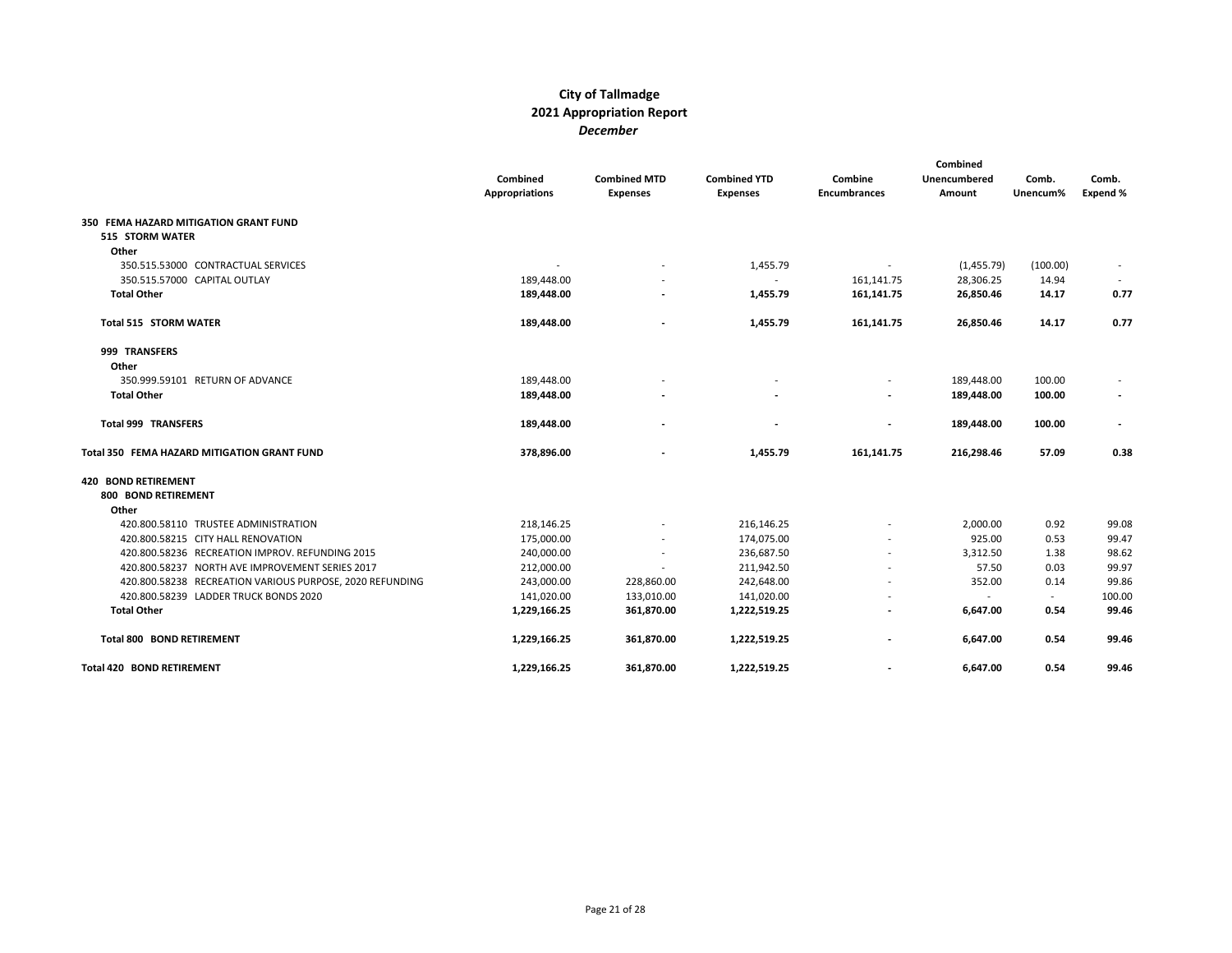# City of Tallmadge
## 2021 Appropriation Report
*December*

| | Combined Appropriations | Combined MTD Expenses | Combined YTD Expenses | Combine Encumbrances | Combined Unencumbered Amount | Comb. Unencum% | Comb. Expend % |
|---|---|---|---|---|---|---|---|
| **350 FEMA HAZARD MITIGATION GRANT FUND** | | | | | | | |
| **515 STORM WATER** | | | | | | | |
| **Other** | | | | | | | |
| 350.515.53000 CONTRACTUAL SERVICES | - | - | 1,455.79 | - | (1,455.79) | (100.00) | - |
| 350.515.57000 CAPITAL OUTLAY | 189,448.00 | - | - | 161,141.75 | 28,306.25 | 14.94 | - |
| **Total Other** | **189,448.00** | **-** | **1,455.79** | **161,141.75** | **26,850.46** | **14.17** | **0.77** |
| **Total 515 STORM WATER** | **189,448.00** | **-** | **1,455.79** | **161,141.75** | **26,850.46** | **14.17** | **0.77** |
| **999 TRANSFERS** | | | | | | | |
| **Other** | | | | | | | |
| 350.999.59101 RETURN OF ADVANCE | 189,448.00 | - | - | - | 189,448.00 | 100.00 | - |
| **Total Other** | **189,448.00** | **-** | **-** | **-** | **189,448.00** | **100.00** | **-** |
| **Total 999 TRANSFERS** | **189,448.00** | **-** | **-** | **-** | **189,448.00** | **100.00** | **-** |
| **Total 350 FEMA HAZARD MITIGATION GRANT FUND** | **378,896.00** | **-** | **1,455.79** | **161,141.75** | **216,298.46** | **57.09** | **0.38** |
| **420 BOND RETIREMENT** | | | | | | | |
| **800 BOND RETIREMENT** | | | | | | | |
| **Other** | | | | | | | |
| 420.800.58110 TRUSTEE ADMINISTRATION | 218,146.25 | - | 216,146.25 | - | 2,000.00 | 0.92 | 99.08 |
| 420.800.58215 CITY HALL RENOVATION | 175,000.00 | - | 174,075.00 | - | 925.00 | 0.53 | 99.47 |
| 420.800.58236 RECREATION IMPROV. REFUNDING 2015 | 240,000.00 | - | 236,687.50 | - | 3,312.50 | 1.38 | 98.62 |
| 420.800.58237 NORTH AVE IMPROVEMENT SERIES 2017 | 212,000.00 | - | 211,942.50 | - | 57.50 | 0.03 | 99.97 |
| 420.800.58238 RECREATION VARIOUS PURPOSE, 2020 REFUNDING | 243,000.00 | 228,860.00 | 242,648.00 | - | 352.00 | 0.14 | 99.86 |
| 420.800.58239 LADDER TRUCK BONDS 2020 | 141,020.00 | 133,010.00 | 141,020.00 | - | - | - | 100.00 |
| **Total Other** | **1,229,166.25** | **361,870.00** | **1,222,519.25** | **-** | **6,647.00** | **0.54** | **99.46** |
| **Total 800 BOND RETIREMENT** | **1,229,166.25** | **361,870.00** | **1,222,519.25** | **-** | **6,647.00** | **0.54** | **99.46** |
| **Total 420 BOND RETIREMENT** | **1,229,166.25** | **361,870.00** | **1,222,519.25** | **-** | **6,647.00** | **0.54** | **99.46** |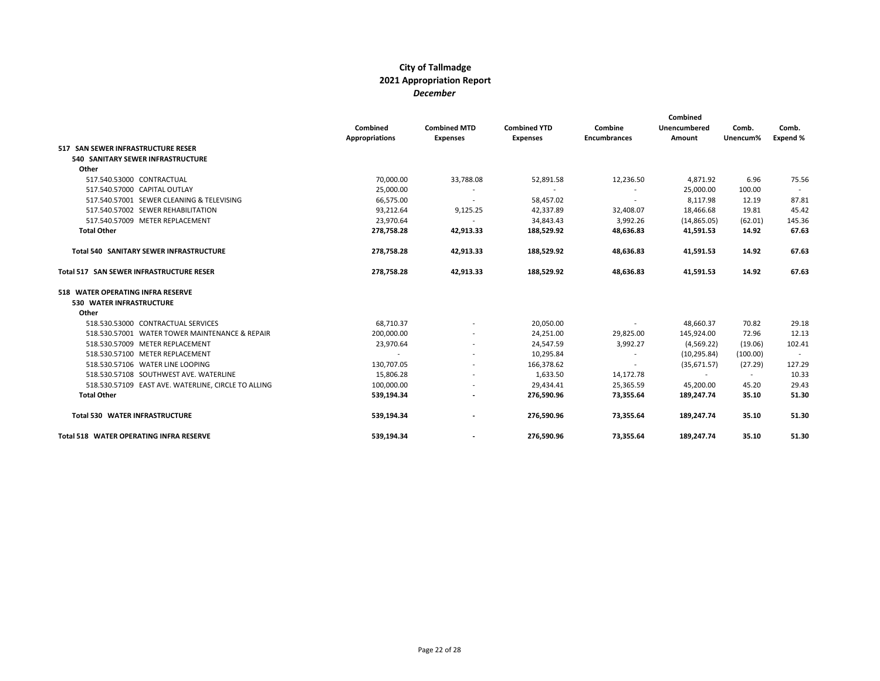# City of Tallmadge
## 2021 Appropriation Report
### *December*

| | Combined Appropriations | Combined MTD Expenses | Combined YTD Expenses | Combine Encumbrances | Combined Unencumbered Amount | Comb. Unencum% | Comb. Expend % |
|---|---|---|---|---|---|---|---|
| **517 SAN SEWER INFRASTRUCTURE RESER** | | | | | | | |
| **540 SANITARY SEWER INFRASTRUCTURE** | | | | | | | |
| **Other** | | | | | | | |
| 517.540.53000 CONTRACTUAL | 70,000.00 | 33,788.08 | 52,891.58 | 12,236.50 | 4,871.92 | 6.96 | 75.56 |
| 517.540.57000 CAPITAL OUTLAY | 25,000.00 | - | - | - | 25,000.00 | 100.00 | - |
| 517.540.57001 SEWER CLEANING & TELEVISING | 66,575.00 | - | 58,457.02 | - | 8,117.98 | 12.19 | 87.81 |
| 517.540.57002 SEWER REHABILITATION | 93,212.64 | 9,125.25 | 42,337.89 | 32,408.07 | 18,466.68 | 19.81 | 45.42 |
| 517.540.57009 METER REPLACEMENT | 23,970.64 | - | 34,843.43 | 3,992.26 | (14,865.05) | (62.01) | 145.36 |
| **Total Other** | **278,758.28** | **42,913.33** | **188,529.92** | **48,636.83** | **41,591.53** | **14.92** | **67.63** |
| **Total 540 SANITARY SEWER INFRASTRUCTURE** | **278,758.28** | **42,913.33** | **188,529.92** | **48,636.83** | **41,591.53** | **14.92** | **67.63** |
| **Total 517 SAN SEWER INFRASTRUCTURE RESER** | **278,758.28** | **42,913.33** | **188,529.92** | **48,636.83** | **41,591.53** | **14.92** | **67.63** |
| **518 WATER OPERATING INFRA RESERVE** | | | | | | | |
| **530 WATER INFRASTRUCTURE** | | | | | | | |
| **Other** | | | | | | | |
| 518.530.53000 CONTRACTUAL SERVICES | 68,710.37 | - | 20,050.00 | - | 48,660.37 | 70.82 | 29.18 |
| 518.530.57001 WATER TOWER MAINTENANCE & REPAIR | 200,000.00 | - | 24,251.00 | 29,825.00 | 145,924.00 | 72.96 | 12.13 |
| 518.530.57009 METER REPLACEMENT | 23,970.64 | - | 24,547.59 | 3,992.27 | (4,569.22) | (19.06) | 102.41 |
| 518.530.57100 METER REPLACEMENT | - | - | 10,295.84 | - | (10,295.84) | (100.00) | - |
| 518.530.57106 WATER LINE LOOPING | 130,707.05 | - | 166,378.62 | - | (35,671.57) | (27.29) | 127.29 |
| 518.530.57108 SOUTHWEST AVE. WATERLINE | 15,806.28 | - | 1,633.50 | 14,172.78 | - | - | 10.33 |
| 518.530.57109 EAST AVE. WATERLINE, CIRCLE TO ALLING | 100,000.00 | - | 29,434.41 | 25,365.59 | 45,200.00 | 45.20 | 29.43 |
| **Total Other** | **539,194.34** | **-** | **276,590.96** | **73,355.64** | **189,247.74** | **35.10** | **51.30** |
| **Total 530 WATER INFRASTRUCTURE** | **539,194.34** | **-** | **276,590.96** | **73,355.64** | **189,247.74** | **35.10** | **51.30** |
| **Total 518 WATER OPERATING INFRA RESERVE** | **539,194.34** | **-** | **276,590.96** | **73,355.64** | **189,247.74** | **35.10** | **51.30** |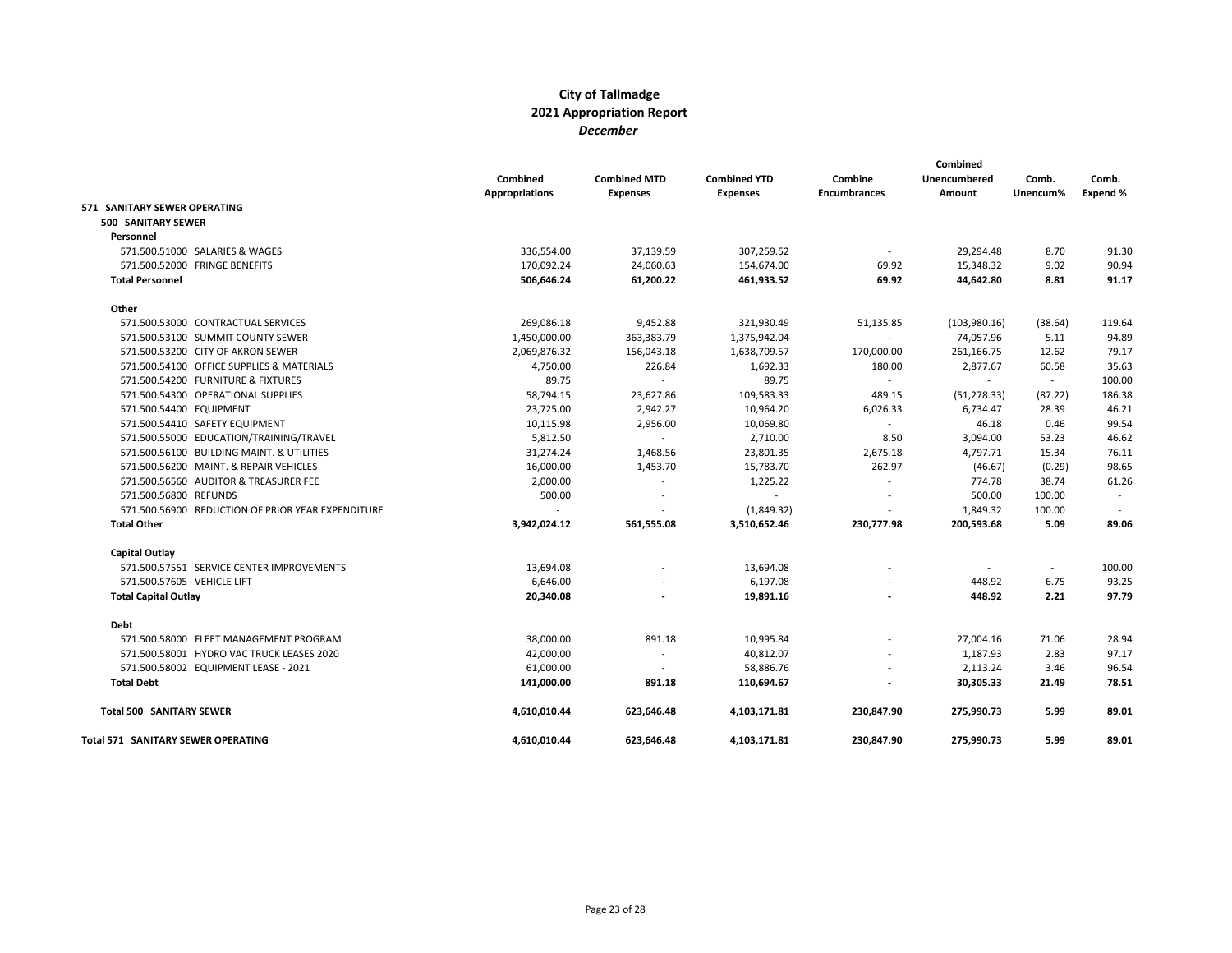# City of Tallmadge
## 2021 Appropriation Report
*December*

| | Combined Appropriations | Combined MTD Expenses | Combined YTD Expenses | Combine Encumbrances | Combined Unencumbered Amount | Comb. Unencum% | Comb. Expend % |
|---|---|---|---|---|---|---|---|
| **571 SANITARY SEWER OPERATING** | | | | | | | |
| **500 SANITARY SEWER** | | | | | | | |
| **Personnel** | | | | | | | |
| 571.500.51000 SALARIES & WAGES | 336,554.00 | 37,139.59 | 307,259.52 | - | 29,294.48 | 8.70 | 91.30 |
| 571.500.52000 FRINGE BENEFITS | 170,092.24 | 24,060.63 | 154,674.00 | 69.92 | 15,348.32 | 9.02 | 90.94 |
| **Total Personnel** | **506,646.24** | **61,200.22** | **461,933.52** | **69.92** | **44,642.80** | **8.81** | **91.17** |
| **Other** | | | | | | | |
| 571.500.53000 CONTRACTUAL SERVICES | 269,086.18 | 9,452.88 | 321,930.49 | 51,135.85 | (103,980.16) | (38.64) | 119.64 |
| 571.500.53100 SUMMIT COUNTY SEWER | 1,450,000.00 | 363,383.79 | 1,375,942.04 | - | 74,057.96 | 5.11 | 94.89 |
| 571.500.53200 CITY OF AKRON SEWER | 2,069,876.32 | 156,043.18 | 1,638,709.57 | 170,000.00 | 261,166.75 | 12.62 | 79.17 |
| 571.500.54100 OFFICE SUPPLIES & MATERIALS | 4,750.00 | 226.84 | 1,692.33 | 180.00 | 2,877.67 | 60.58 | 35.63 |
| 571.500.54200 FURNITURE & FIXTURES | 89.75 | - | 89.75 | - | - | - | 100.00 |
| 571.500.54300 OPERATIONAL SUPPLIES | 58,794.15 | 23,627.86 | 109,583.33 | 489.15 | (51,278.33) | (87.22) | 186.38 |
| 571.500.54400 EQUIPMENT | 23,725.00 | 2,942.27 | 10,964.20 | 6,026.33 | 6,734.47 | 28.39 | 46.21 |
| 571.500.54410 SAFETY EQUIPMENT | 10,115.98 | 2,956.00 | 10,069.80 | - | 46.18 | 0.46 | 99.54 |
| 571.500.55000 EDUCATION/TRAINING/TRAVEL | 5,812.50 | - | 2,710.00 | 8.50 | 3,094.00 | 53.23 | 46.62 |
| 571.500.56100 BUILDING MAINT. & UTILITIES | 31,274.24 | 1,468.56 | 23,801.35 | 2,675.18 | 4,797.71 | 15.34 | 76.11 |
| 571.500.56200 MAINT. & REPAIR VEHICLES | 16,000.00 | 1,453.70 | 15,783.70 | 262.97 | (46.67) | (0.29) | 98.65 |
| 571.500.56560 AUDITOR & TREASURER FEE | 2,000.00 | - | 1,225.22 | - | 774.78 | 38.74 | 61.26 |
| 571.500.56800 REFUNDS | 500.00 | - | - | - | 500.00 | 100.00 | - |
| 571.500.56900 REDUCTION OF PRIOR YEAR EXPENDITURE | - | - | (1,849.32) | - | 1,849.32 | 100.00 | - |
| **Total Other** | **3,942,024.12** | **561,555.08** | **3,510,652.46** | **230,777.98** | **200,593.68** | **5.09** | **89.06** |
| **Capital Outlay** | | | | | | | |
| 571.500.57551 SERVICE CENTER IMPROVEMENTS | 13,694.08 | - | 13,694.08 | - | - | - | 100.00 |
| 571.500.57605 VEHICLE LIFT | 6,646.00 | - | 6,197.08 | - | 448.92 | 6.75 | 93.25 |
| **Total Capital Outlay** | **20,340.08** | **-** | **19,891.16** | **-** | **448.92** | **2.21** | **97.79** |
| **Debt** | | | | | | | |
| 571.500.58000 FLEET MANAGEMENT PROGRAM | 38,000.00 | 891.18 | 10,995.84 | - | 27,004.16 | 71.06 | 28.94 |
| 571.500.58001 HYDRO VAC TRUCK LEASES 2020 | 42,000.00 | - | 40,812.07 | - | 1,187.93 | 2.83 | 97.17 |
| 571.500.58002 EQUIPMENT LEASE - 2021 | 61,000.00 | - | 58,886.76 | - | 2,113.24 | 3.46 | 96.54 |
| **Total Debt** | **141,000.00** | **891.18** | **110,694.67** | **-** | **30,305.33** | **21.49** | **78.51** |
| **Total 500 SANITARY SEWER** | **4,610,010.44** | **623,646.48** | **4,103,171.81** | **230,847.90** | **275,990.73** | **5.99** | **89.01** |
| **Total 571 SANITARY SEWER OPERATING** | **4,610,010.44** | **623,646.48** | **4,103,171.81** | **230,847.90** | **275,990.73** | **5.99** | **89.01** |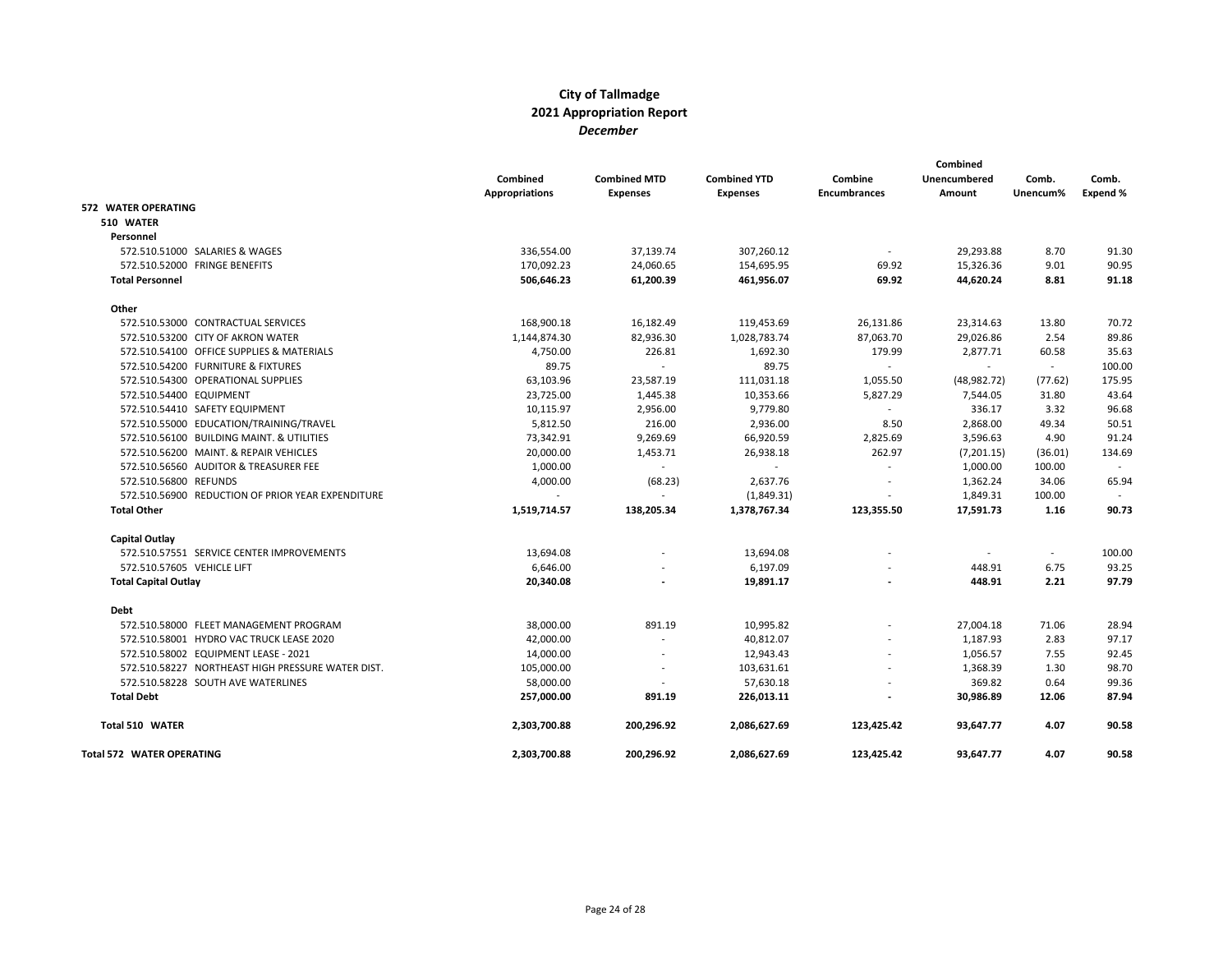# City of Tallmadge
## 2021 Appropriation Report
### *December*

| | Combined Appropriations | Combined MTD Expenses | Combined YTD Expenses | Combine Encumbrances | Combined Unencumbered Amount | Comb. Unencum% | Comb. Expend % |
|---|---|---|---|---|---|---|---|
| **572 WATER OPERATING** | | | | | | | |
| **510 WATER** | | | | | | | |
| **Personnel** | | | | | | | |
| 572.510.51000 SALARIES & WAGES | 336,554.00 | 37,139.74 | 307,260.12 | - | 29,293.88 | 8.70 | 91.30 |
| 572.510.52000 FRINGE BENEFITS | 170,092.23 | 24,060.65 | 154,695.95 | 69.92 | 15,326.36 | 9.01 | 90.95 |
| **Total Personnel** | **506,646.23** | **61,200.39** | **461,956.07** | **69.92** | **44,620.24** | **8.81** | **91.18** |
| **Other** | | | | | | | |
| 572.510.53000 CONTRACTUAL SERVICES | 168,900.18 | 16,182.49 | 119,453.69 | 26,131.86 | 23,314.63 | 13.80 | 70.72 |
| 572.510.53200 CITY OF AKRON WATER | 1,144,874.30 | 82,936.30 | 1,028,783.74 | 87,063.70 | 29,026.86 | 2.54 | 89.86 |
| 572.510.54100 OFFICE SUPPLIES & MATERIALS | 4,750.00 | 226.81 | 1,692.30 | 179.99 | 2,877.71 | 60.58 | 35.63 |
| 572.510.54200 FURNITURE & FIXTURES | 89.75 | - | 89.75 | - | - | - | 100.00 |
| 572.510.54300 OPERATIONAL SUPPLIES | 63,103.96 | 23,587.19 | 111,031.18 | 1,055.50 | (48,982.72) | (77.62) | 175.95 |
| 572.510.54400 EQUIPMENT | 23,725.00 | 1,445.38 | 10,353.66 | 5,827.29 | 7,544.05 | 31.80 | 43.64 |
| 572.510.54410 SAFETY EQUIPMENT | 10,115.97 | 2,956.00 | 9,779.80 | - | 336.17 | 3.32 | 96.68 |
| 572.510.55000 EDUCATION/TRAINING/TRAVEL | 5,812.50 | 216.00 | 2,936.00 | 8.50 | 2,868.00 | 49.34 | 50.51 |
| 572.510.56100 BUILDING MAINT. & UTILITIES | 73,342.91 | 9,269.69 | 66,920.59 | 2,825.69 | 3,596.63 | 4.90 | 91.24 |
| 572.510.56200 MAINT. & REPAIR VEHICLES | 20,000.00 | 1,453.71 | 26,938.18 | 262.97 | (7,201.15) | (36.01) | 134.69 |
| 572.510.56560 AUDITOR & TREASURER FEE | 1,000.00 | - | - | - | 1,000.00 | 100.00 | - |
| 572.510.56800 REFUNDS | 4,000.00 | (68.23) | 2,637.76 | - | 1,362.24 | 34.06 | 65.94 |
| 572.510.56900 REDUCTION OF PRIOR YEAR EXPENDITURE | - | - | (1,849.31) | - | 1,849.31 | 100.00 | - |
| **Total Other** | **1,519,714.57** | **138,205.34** | **1,378,767.34** | **123,355.50** | **17,591.73** | **1.16** | **90.73** |
| **Capital Outlay** | | | | | | | |
| 572.510.57551 SERVICE CENTER IMPROVEMENTS | 13,694.08 | - | 13,694.08 | - | - | - | 100.00 |
| 572.510.57605 VEHICLE LIFT | 6,646.00 | - | 6,197.09 | - | 448.91 | 6.75 | 93.25 |
| **Total Capital Outlay** | **20,340.08** | **-** | **19,891.17** | **-** | **448.91** | **2.21** | **97.79** |
| **Debt** | | | | | | | |
| 572.510.58000 FLEET MANAGEMENT PROGRAM | 38,000.00 | 891.19 | 10,995.82 | - | 27,004.18 | 71.06 | 28.94 |
| 572.510.58001 HYDRO VAC TRUCK LEASE 2020 | 42,000.00 | - | 40,812.07 | - | 1,187.93 | 2.83 | 97.17 |
| 572.510.58002 EQUIPMENT LEASE - 2021 | 14,000.00 | - | 12,943.43 | - | 1,056.57 | 7.55 | 92.45 |
| 572.510.58227 NORTHEAST HIGH PRESSURE WATER DIST. | 105,000.00 | - | 103,631.61 | - | 1,368.39 | 1.30 | 98.70 |
| 572.510.58228 SOUTH AVE WATERLINES | 58,000.00 | - | 57,630.18 | - | 369.82 | 0.64 | 99.36 |
| **Total Debt** | **257,000.00** | **891.19** | **226,013.11** | **-** | **30,986.89** | **12.06** | **87.94** |
| **Total 510 WATER** | **2,303,700.88** | **200,296.92** | **2,086,627.69** | **123,425.42** | **93,647.77** | **4.07** | **90.58** |
| **Total 572 WATER OPERATING** | **2,303,700.88** | **200,296.92** | **2,086,627.69** | **123,425.42** | **93,647.77** | **4.07** | **90.58** |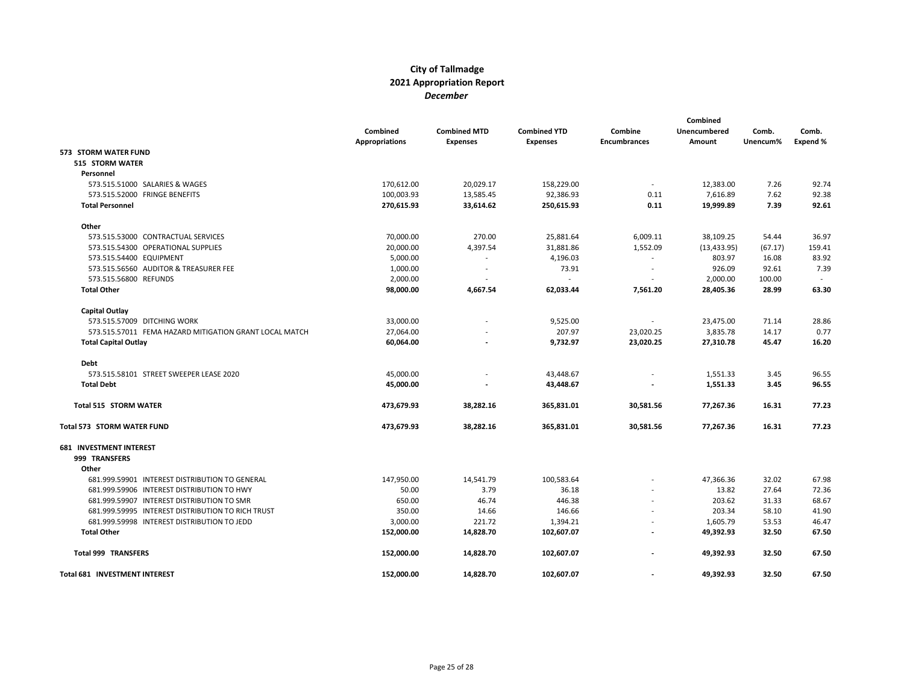# City of Tallmadge
## 2021 Appropriation Report
*December*

| | Combined Appropriations | Combined MTD Expenses | Combined YTD Expenses | Combine Encumbrances | Combined Unencumbered Amount | Comb. Unencum% | Comb. Expend % |
|---|---|---|---|---|---|---|---|
| **573 STORM WATER FUND** | | | | | | | |
| **515 STORM WATER** | | | | | | | |
| **Personnel** | | | | | | | |
| 573.515.51000 SALARIES & WAGES | 170,612.00 | 20,029.17 | 158,229.00 | - | 12,383.00 | 7.26 | 92.74 |
| 573.515.52000 FRINGE BENEFITS | 100,003.93 | 13,585.45 | 92,386.93 | 0.11 | 7,616.89 | 7.62 | 92.38 |
| **Total Personnel** | **270,615.93** | **33,614.62** | **250,615.93** | **0.11** | **19,999.89** | **7.39** | **92.61** |
| **Other** | | | | | | | |
| 573.515.53000 CONTRACTUAL SERVICES | 70,000.00 | 270.00 | 25,881.64 | 6,009.11 | 38,109.25 | 54.44 | 36.97 |
| 573.515.54300 OPERATIONAL SUPPLIES | 20,000.00 | 4,397.54 | 31,881.86 | 1,552.09 | (13,433.95) | (67.17) | 159.41 |
| 573.515.54400 EQUIPMENT | 5,000.00 | - | 4,196.03 | - | 803.97 | 16.08 | 83.92 |
| 573.515.56560 AUDITOR & TREASURER FEE | 1,000.00 | - | 73.91 | - | 926.09 | 92.61 | 7.39 |
| 573.515.56800 REFUNDS | 2,000.00 | - | - | - | 2,000.00 | 100.00 | - |
| **Total Other** | **98,000.00** | **4,667.54** | **62,033.44** | **7,561.20** | **28,405.36** | **28.99** | **63.30** |
| **Capital Outlay** | | | | | | | |
| 573.515.57009 DITCHING WORK | 33,000.00 | - | 9,525.00 | - | 23,475.00 | 71.14 | 28.86 |
| 573.515.57011 FEMA HAZARD MITIGATION GRANT LOCAL MATCH | 27,064.00 | - | 207.97 | 23,020.25 | 3,835.78 | 14.17 | 0.77 |
| **Total Capital Outlay** | **60,064.00** | **-** | **9,732.97** | **23,020.25** | **27,310.78** | **45.47** | **16.20** |
| **Debt** | | | | | | | |
| 573.515.58101 STREET SWEEPER LEASE 2020 | 45,000.00 | - | 43,448.67 | - | 1,551.33 | 3.45 | 96.55 |
| **Total Debt** | **45,000.00** | **-** | **43,448.67** | **-** | **1,551.33** | **3.45** | **96.55** |
| **Total 515 STORM WATER** | **473,679.93** | **38,282.16** | **365,831.01** | **30,581.56** | **77,267.36** | **16.31** | **77.23** |
| **Total 573 STORM WATER FUND** | **473,679.93** | **38,282.16** | **365,831.01** | **30,581.56** | **77,267.36** | **16.31** | **77.23** |
| **681 INVESTMENT INTEREST** | | | | | | | |
| **999 TRANSFERS** | | | | | | | |
| **Other** | | | | | | | |
| 681.999.59901 INTEREST DISTRIBUTION TO GENERAL | 147,950.00 | 14,541.79 | 100,583.64 | - | 47,366.36 | 32.02 | 67.98 |
| 681.999.59906 INTEREST DISTRIBUTION TO HWY | 50.00 | 3.79 | 36.18 | - | 13.82 | 27.64 | 72.36 |
| 681.999.59907 INTEREST DISTRIBUTION TO SMR | 650.00 | 46.74 | 446.38 | - | 203.62 | 31.33 | 68.67 |
| 681.999.59995 INTEREST DISTRIBUTION TO RICH TRUST | 350.00 | 14.66 | 146.66 | - | 203.34 | 58.10 | 41.90 |
| 681.999.59998 INTEREST DISTRIBUTION TO JEDD | 3,000.00 | 221.72 | 1,394.21 | - | 1,605.79 | 53.53 | 46.47 |
| **Total Other** | **152,000.00** | **14,828.70** | **102,607.07** | **-** | **49,392.93** | **32.50** | **67.50** |
| **Total 999 TRANSFERS** | **152,000.00** | **14,828.70** | **102,607.07** | **-** | **49,392.93** | **32.50** | **67.50** |
| **Total 681 INVESTMENT INTEREST** | **152,000.00** | **14,828.70** | **102,607.07** | **-** | **49,392.93** | **32.50** | **67.50** |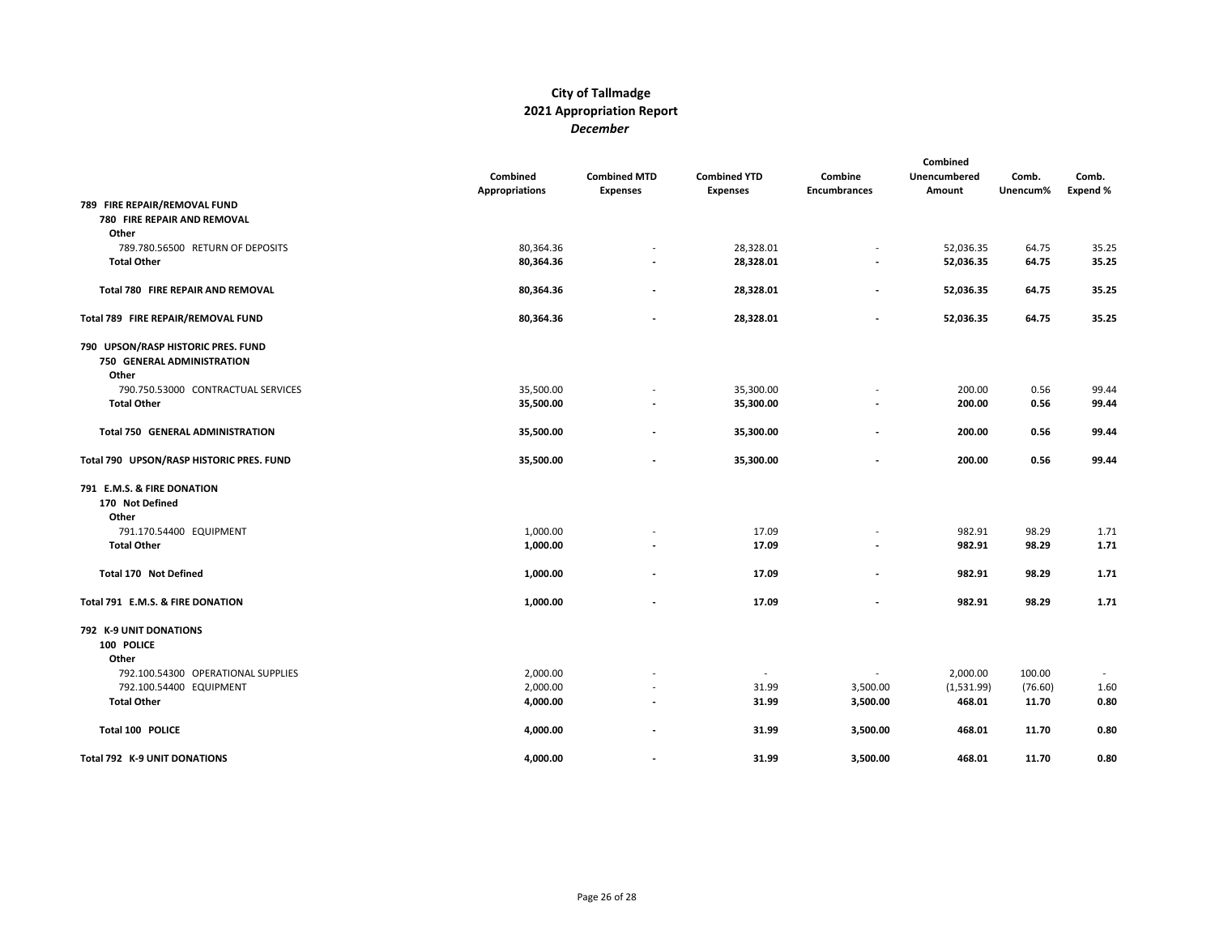## City of Tallmadge
## 2021 Appropriation Report
### *December*

| | Combined Appropriations | Combined MTD Expenses | Combined YTD Expenses | Combine Encumbrances | Combined Unencumbered Amount | Comb. Unencum% | Comb. Expend % |
|---|---|---|---|---|---|---|---|
| **789 FIRE REPAIR/REMOVAL FUND** | | | | | | | |
| **780 FIRE REPAIR AND REMOVAL** | | | | | | | |
| **Other** | | | | | | | |
| 789.780.56500 RETURN OF DEPOSITS | 80,364.36 | - | 28,328.01 | - | 52,036.35 | 64.75 | 35.25 |
| **Total Other** | **80,364.36** | **-** | **28,328.01** | **-** | **52,036.35** | **64.75** | **35.25** |
| **Total 780 FIRE REPAIR AND REMOVAL** | **80,364.36** | **-** | **28,328.01** | **-** | **52,036.35** | **64.75** | **35.25** |
| **Total 789 FIRE REPAIR/REMOVAL FUND** | **80,364.36** | **-** | **28,328.01** | **-** | **52,036.35** | **64.75** | **35.25** |
| **790 UPSON/RASP HISTORIC PRES. FUND** | | | | | | | |
| **750 GENERAL ADMINISTRATION** | | | | | | | |
| **Other** | | | | | | | |
| 790.750.53000 CONTRACTUAL SERVICES | 35,500.00 | - | 35,300.00 | - | 200.00 | 0.56 | 99.44 |
| **Total Other** | **35,500.00** | **-** | **35,300.00** | **-** | **200.00** | **0.56** | **99.44** |
| **Total 750 GENERAL ADMINISTRATION** | **35,500.00** | **-** | **35,300.00** | **-** | **200.00** | **0.56** | **99.44** |
| **Total 790 UPSON/RASP HISTORIC PRES. FUND** | **35,500.00** | **-** | **35,300.00** | **-** | **200.00** | **0.56** | **99.44** |
| **791 E.M.S. & FIRE DONATION** | | | | | | | |
| **170 Not Defined** | | | | | | | |
| **Other** | | | | | | | |
| 791.170.54400 EQUIPMENT | 1,000.00 | - | 17.09 | - | 982.91 | 98.29 | 1.71 |
| **Total Other** | **1,000.00** | **-** | **17.09** | **-** | **982.91** | **98.29** | **1.71** |
| **Total 170 Not Defined** | **1,000.00** | **-** | **17.09** | **-** | **982.91** | **98.29** | **1.71** |
| **Total 791 E.M.S. & FIRE DONATION** | **1,000.00** | **-** | **17.09** | **-** | **982.91** | **98.29** | **1.71** |
| **792 K-9 UNIT DONATIONS** | | | | | | | |
| **100 POLICE** | | | | | | | |
| **Other** | | | | | | | |
| 792.100.54300 OPERATIONAL SUPPLIES | 2,000.00 | - | - | - | 2,000.00 | 100.00 | - |
| 792.100.54400 EQUIPMENT | 2,000.00 | - | 31.99 | 3,500.00 | (1,531.99) | (76.60) | 1.60 |
| **Total Other** | **4,000.00** | **-** | **31.99** | **3,500.00** | **468.01** | **11.70** | **0.80** |
| **Total 100 POLICE** | **4,000.00** | **-** | **31.99** | **3,500.00** | **468.01** | **11.70** | **0.80** |
| **Total 792 K-9 UNIT DONATIONS** | **4,000.00** | **-** | **31.99** | **3,500.00** | **468.01** | **11.70** | **0.80** |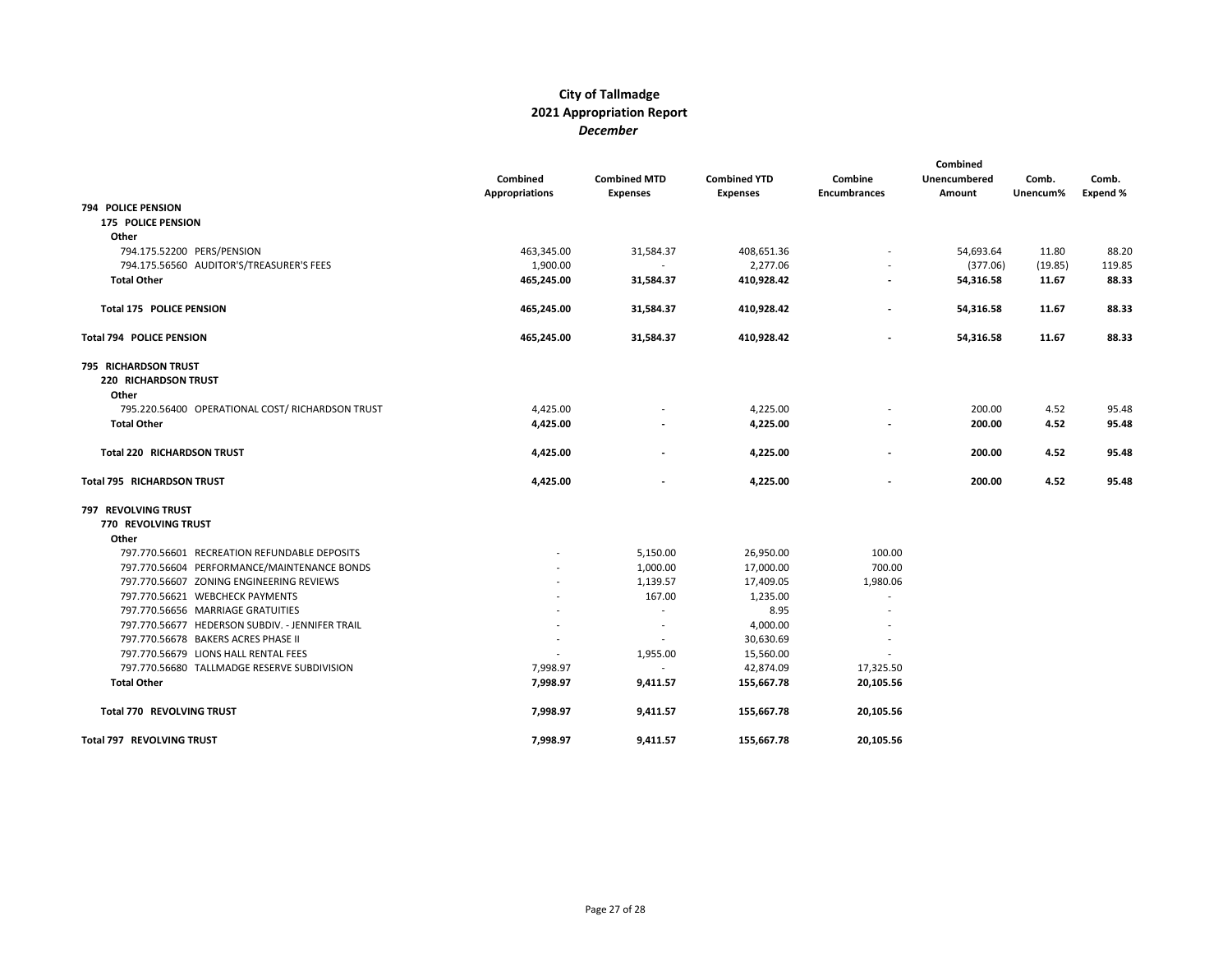# City of Tallmadge
## 2021 Appropriation Report
### *December*

| | Combined Appropriations | Combined MTD Expenses | Combined YTD Expenses | Combine Encumbrances | Combined Unencumbered Amount | Comb. Unencum% | Comb. Expend % |
|---|---|---|---|---|---|---|---|
| **794 POLICE PENSION** | | | | | | | |
| **175 POLICE PENSION** | | | | | | | |
| **Other** | | | | | | | |
| 794.175.52200 PERS/PENSION | 463,345.00 | 31,584.37 | 408,651.36 | - | 54,693.64 | 11.80 | 88.20 |
| 794.175.56560 AUDITOR'S/TREASURER'S FEES | 1,900.00 | - | 2,277.06 | - | (377.06) | (19.85) | 119.85 |
| **Total Other** | **465,245.00** | **31,584.37** | **410,928.42** | **-** | **54,316.58** | **11.67** | **88.33** |
| **Total 175 POLICE PENSION** | **465,245.00** | **31,584.37** | **410,928.42** | **-** | **54,316.58** | **11.67** | **88.33** |
| **Total 794 POLICE PENSION** | **465,245.00** | **31,584.37** | **410,928.42** | **-** | **54,316.58** | **11.67** | **88.33** |
| **795 RICHARDSON TRUST** | | | | | | | |
| **220 RICHARDSON TRUST** | | | | | | | |
| **Other** | | | | | | | |
| 795.220.56400 OPERATIONAL COST/ RICHARDSON TRUST | 4,425.00 | - | 4,225.00 | - | 200.00 | 4.52 | 95.48 |
| **Total Other** | **4,425.00** | **-** | **4,225.00** | **-** | **200.00** | **4.52** | **95.48** |
| **Total 220 RICHARDSON TRUST** | **4,425.00** | **-** | **4,225.00** | **-** | **200.00** | **4.52** | **95.48** |
| **Total 795 RICHARDSON TRUST** | **4,425.00** | **-** | **4,225.00** | **-** | **200.00** | **4.52** | **95.48** |
| **797 REVOLVING TRUST** | | | | | | | |
| **770 REVOLVING TRUST** | | | | | | | |
| **Other** | | | | | | | |
| 797.770.56601 RECREATION REFUNDABLE DEPOSITS | - | 5,150.00 | 26,950.00 | 100.00 | | | |
| 797.770.56604 PERFORMANCE/MAINTENANCE BONDS | - | 1,000.00 | 17,000.00 | 700.00 | | | |
| 797.770.56607 ZONING ENGINEERING REVIEWS | - | 1,139.57 | 17,409.05 | 1,980.06 | | | |
| 797.770.56621 WEBCHECK PAYMENTS | - | 167.00 | 1,235.00 | - | | | |
| 797.770.56656 MARRIAGE GRATUITIES | - | - | 8.95 | - | | | |
| 797.770.56677 HEDERSON SUBDIV. - JENNIFER TRAIL | - | - | 4,000.00 | - | | | |
| 797.770.56678 BAKERS ACRES PHASE II | - | - | 30,630.69 | - | | | |
| 797.770.56679 LIONS HALL RENTAL FEES | - | 1,955.00 | 15,560.00 | - | | | |
| 797.770.56680 TALLMADGE RESERVE SUBDIVISION | 7,998.97 | - | 42,874.09 | 17,325.50 | | | |
| **Total Other** | **7,998.97** | **9,411.57** | **155,667.78** | **20,105.56** | | | |
| **Total 770 REVOLVING TRUST** | **7,998.97** | **9,411.57** | **155,667.78** | **20,105.56** | | | |
| **Total 797 REVOLVING TRUST** | **7,998.97** | **9,411.57** | **155,667.78** | **20,105.56** | | | |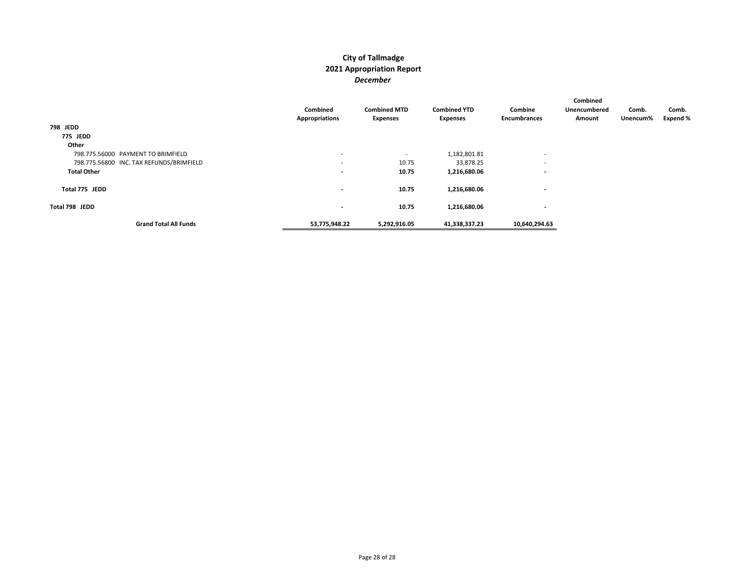**City of Tallmadge**
**2021 Appropriation Report**
***December***

| | Combined Appropriations | Combined MTD Expenses | Combined YTD Expenses | Combine Encumbrances | Combined Unencumbered Amount | Comb. Unencum% | Comb. Expend % |
|---|---|---|---|---|---|---|---|
| **798 JEDD** | | | | | | | |
| **775 JEDD** | | | | | | | |
| **Other** | | | | | | | |
| 798.775.56000 PAYMENT TO BRIMFIELD | - | - | 1,182,801.81 | - | | | |
| 798.775.56800 INC. TAX REFUNDS/BRIMFIELD | - | 10.75 | 33,878.25 | - | | | |
| **Total Other** | **-** | **10.75** | **1,216,680.06** | **-** | | | |
| **Total 775 JEDD** | **-** | **10.75** | **1,216,680.06** | **-** | | | |
| **Total 798 JEDD** | **-** | **10.75** | **1,216,680.06** | **-** | | | |
| **Grand Total All Funds** | **53,775,948.22** | **5,292,916.05** | **41,338,337.23** | **10,640,294.63** | | | |